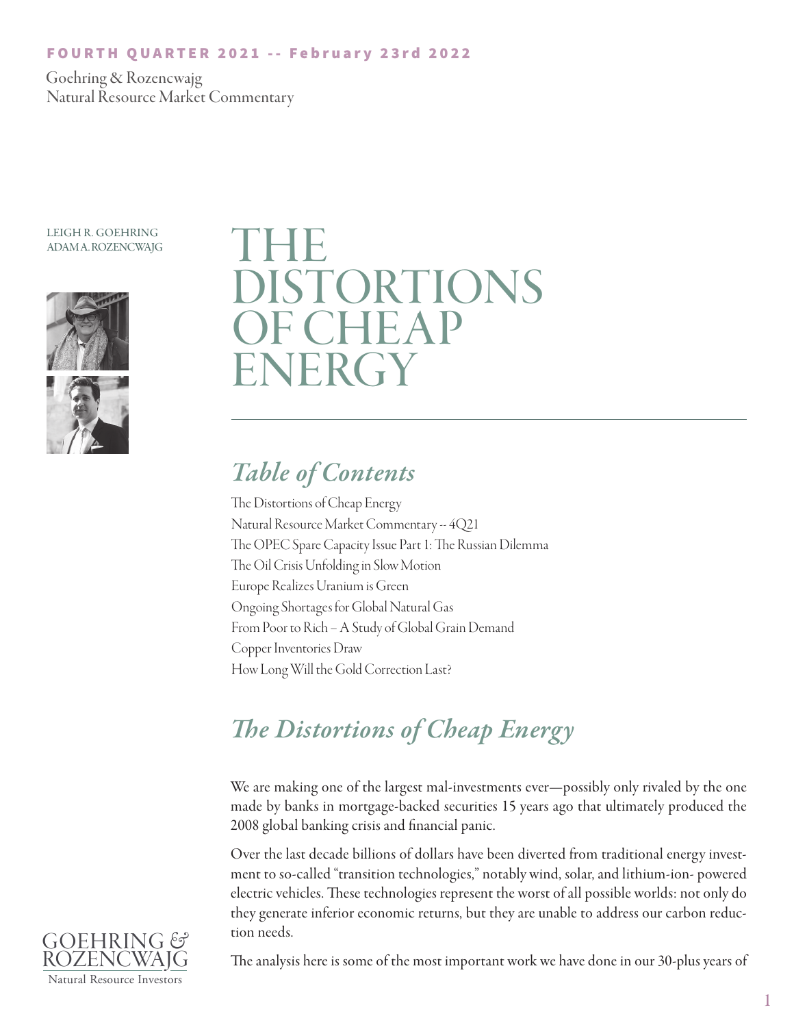FOURTH QUARTER 2021 -- February 23rd 2022

Goehring & Rozencwajg
Natural Resource Market Commentary

LEIGH R. GOEHRING
ADAM A. ROZENCWAJG

# THE DISTORTIONS OF CHEAP ENERGY

## *Table of Contents*

The Distortions of Cheap Energy
Natural Resource Market Commentary -- 4Q21
The OPEC Spare Capacity Issue Part 1: The Russian Dilemma
The Oil Crisis Unfolding in Slow Motion
Europe Realizes Uranium is Green
Ongoing Shortages for Global Natural Gas
From Poor to Rich – A Study of Global Grain Demand
Copper Inventories Draw
How Long Will the Gold Correction Last?

## *The Distortions of Cheap Energy*

We are making one of the largest mal-investments ever—possibly only rivaled by the one made by banks in mortgage-backed securities 15 years ago that ultimately produced the 2008 global banking crisis and financial panic.

Over the last decade billions of dollars have been diverted from traditional energy investment to so-called "transition technologies," notably wind, solar, and lithium-ion- powered electric vehicles. These technologies represent the worst of all possible worlds: not only do they generate inferior economic returns, but they are unable to address our carbon reduction needs.

The analysis here is some of the most important work we have done in our 30-plus years of

GOEHRING & ROZENCWAJG
Natural Resource Investors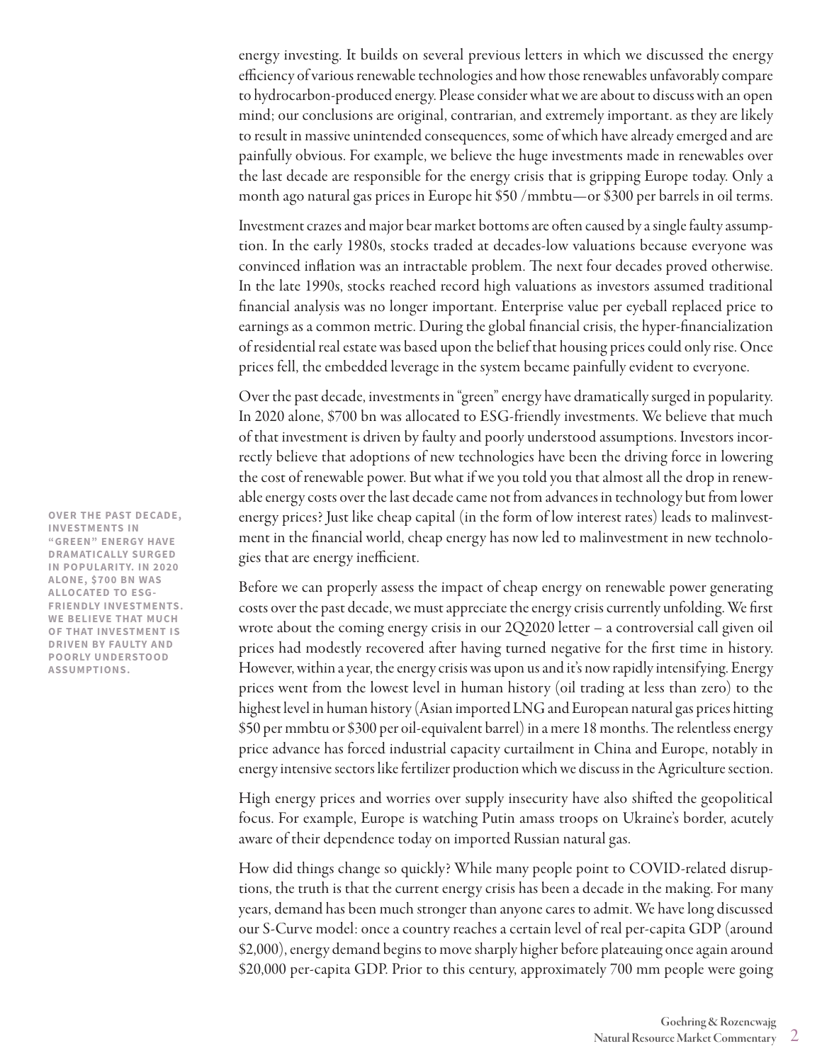energy investing. It builds on several previous letters in which we discussed the energy efficiency of various renewable technologies and how those renewables unfavorably compare to hydrocarbon-produced energy. Please consider what we are about to discuss with an open mind; our conclusions are original, contrarian, and extremely important. as they are likely to result in massive unintended consequences, some of which have already emerged and are painfully obvious. For example, we believe the huge investments made in renewables over the last decade are responsible for the energy crisis that is gripping Europe today. Only a month ago natural gas prices in Europe hit $50 /mmbtu—or $300 per barrels in oil terms.

Investment crazes and major bear market bottoms are often caused by a single faulty assumption. In the early 1980s, stocks traded at decades-low valuations because everyone was convinced inflation was an intractable problem. The next four decades proved otherwise. In the late 1990s, stocks reached record high valuations as investors assumed traditional financial analysis was no longer important. Enterprise value per eyeball replaced price to earnings as a common metric. During the global financial crisis, the hyper-financialization of residential real estate was based upon the belief that housing prices could only rise. Once prices fell, the embedded leverage in the system became painfully evident to everyone.

Over the past decade, investments in "green" energy have dramatically surged in popularity. In 2020 alone, $700 bn was allocated to ESG-friendly investments. We believe that much of that investment is driven by faulty and poorly understood assumptions. Investors incorrectly believe that adoptions of new technologies have been the driving force in lowering the cost of renewable power. But what if we you told you that almost all the drop in renewable energy costs over the last decade came not from advances in technology but from lower energy prices? Just like cheap capital (in the form of low interest rates) leads to malinvestment in the financial world, cheap energy has now led to malinvestment in new technologies that are energy inefficient.

**OVER THE PAST DECADE, INVESTMENTS IN "GREEN" ENERGY HAVE DRAMATICALLY SURGED IN POPULARITY. IN 2020 ALONE, $700 BN WAS ALLOCATED TO ESG-FRIENDLY INVESTMENTS. WE BELIEVE THAT MUCH OF THAT INVESTMENT IS DRIVEN BY FAULTY AND POORLY UNDERSTOOD ASSUMPTIONS.**

Before we can properly assess the impact of cheap energy on renewable power generating costs over the past decade, we must appreciate the energy crisis currently unfolding. We first wrote about the coming energy crisis in our 2Q2020 letter – a controversial call given oil prices had modestly recovered after having turned negative for the first time in history. However, within a year, the energy crisis was upon us and it's now rapidly intensifying. Energy prices went from the lowest level in human history (oil trading at less than zero) to the highest level in human history (Asian imported LNG and European natural gas prices hitting $50 per mmbtu or $300 per oil-equivalent barrel) in a mere 18 months. The relentless energy price advance has forced industrial capacity curtailment in China and Europe, notably in energy intensive sectors like fertilizer production which we discuss in the Agriculture section.

High energy prices and worries over supply insecurity have also shifted the geopolitical focus. For example, Europe is watching Putin amass troops on Ukraine's border, acutely aware of their dependence today on imported Russian natural gas.

How did things change so quickly? While many people point to COVID-related disruptions, the truth is that the current energy crisis has been a decade in the making. For many years, demand has been much stronger than anyone cares to admit. We have long discussed our S-Curve model: once a country reaches a certain level of real per-capita GDP (around $2,000), energy demand begins to move sharply higher before plateauing once again around $20,000 per-capita GDP. Prior to this century, approximately 700 mm people were going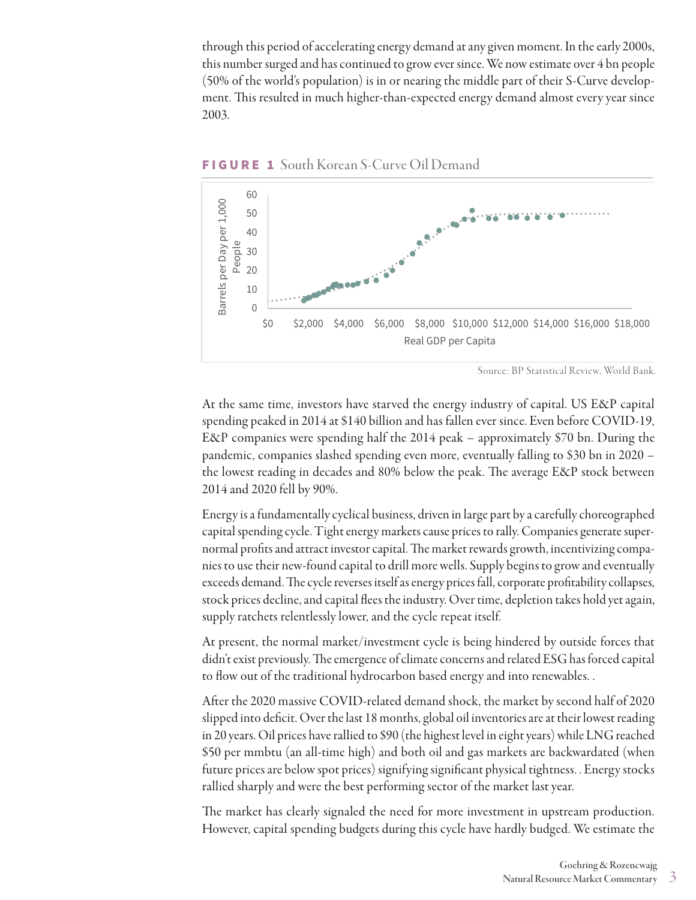through this period of accelerating energy demand at any given moment. In the early 2000s, this number surged and has continued to grow ever since. We now estimate over 4 bn people (50% of the world's population) is in or nearing the middle part of their S-Curve development. This resulted in much higher-than-expected energy demand almost every year since 2003.

**FIGURE 1** South Korean S-Curve Oil Demand

Source: BP Statistical Review, World Bank.

At the same time, investors have starved the energy industry of capital. US E&P capital spending peaked in 2014 at $140 billion and has fallen ever since. Even before COVID-19, E&P companies were spending half the 2014 peak – approximately $70 bn. During the pandemic, companies slashed spending even more, eventually falling to $30 bn in 2020 – the lowest reading in decades and 80% below the peak. The average E&P stock between 2014 and 2020 fell by 90%.

Energy is a fundamentally cyclical business, driven in large part by a carefully choreographed capital spending cycle. Tight energy markets cause prices to rally. Companies generate supernormal profits and attract investor capital. The market rewards growth, incentivizing companies to use their new-found capital to drill more wells. Supply begins to grow and eventually exceeds demand. The cycle reverses itself as energy prices fall, corporate profitability collapses, stock prices decline, and capital flees the industry. Over time, depletion takes hold yet again, supply ratchets relentlessly lower, and the cycle repeat itself.

At present, the normal market/investment cycle is being hindered by outside forces that didn't exist previously. The emergence of climate concerns and related ESG has forced capital to flow out of the traditional hydrocarbon based energy and into renewables. .

After the 2020 massive COVID-related demand shock, the market by second half of 2020 slipped into deficit. Over the last 18 months, global oil inventories are at their lowest reading in 20 years. Oil prices have rallied to $90 (the highest level in eight years) while LNG reached $50 per mmbtu (an all-time high) and both oil and gas markets are backwardated (when future prices are below spot prices) signifying significant physical tightness. . Energy stocks rallied sharply and were the best performing sector of the market last year.

The market has clearly signaled the need for more investment in upstream production. However, capital spending budgets during this cycle have hardly budged. We estimate the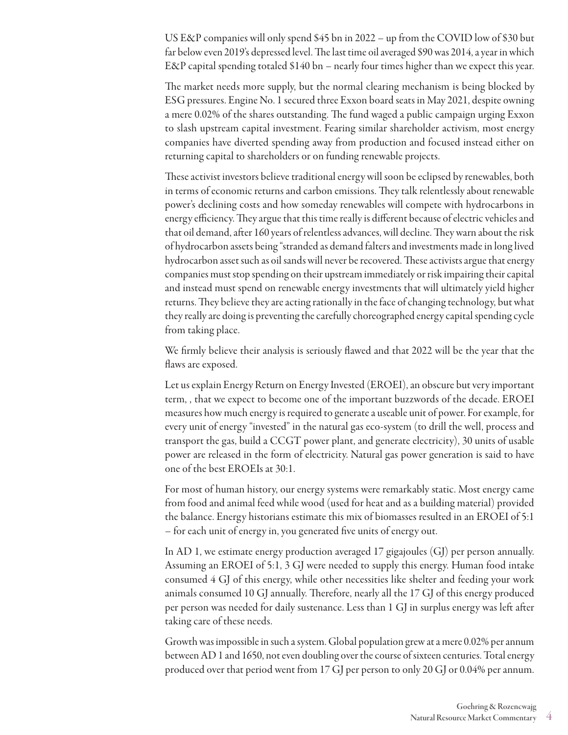US E&P companies will only spend $45 bn in 2022 – up from the COVID low of $30 but far below even 2019's depressed level. The last time oil averaged $90 was 2014, a year in which E&P capital spending totaled $140 bn – nearly four times higher than we expect this year.

The market needs more supply, but the normal clearing mechanism is being blocked by ESG pressures. Engine No. 1 secured three Exxon board seats in May 2021, despite owning a mere 0.02% of the shares outstanding. The fund waged a public campaign urging Exxon to slash upstream capital investment. Fearing similar shareholder activism, most energy companies have diverted spending away from production and focused instead either on returning capital to shareholders or on funding renewable projects.

These activist investors believe traditional energy will soon be eclipsed by renewables, both in terms of economic returns and carbon emissions. They talk relentlessly about renewable power's declining costs and how someday renewables will compete with hydrocarbons in energy efficiency. They argue that this time really is different because of electric vehicles and that oil demand, after 160 years of relentless advances, will decline. They warn about the risk of hydrocarbon assets being "stranded as demand falters and investments made in long lived hydrocarbon asset such as oil sands will never be recovered. These activists argue that energy companies must stop spending on their upstream immediately or risk impairing their capital and instead must spend on renewable energy investments that will ultimately yield higher returns. They believe they are acting rationally in the face of changing technology, but what they really are doing is preventing the carefully choreographed energy capital spending cycle from taking place.

We firmly believe their analysis is seriously flawed and that 2022 will be the year that the flaws are exposed.

Let us explain Energy Return on Energy Invested (EROEI), an obscure but very important term, , that we expect to become one of the important buzzwords of the decade. EROEI measures how much energy is required to generate a useable unit of power. For example, for every unit of energy "invested" in the natural gas eco-system (to drill the well, process and transport the gas, build a CCGT power plant, and generate electricity), 30 units of usable power are released in the form of electricity. Natural gas power generation is said to have one of the best EROEIs at 30:1.

For most of human history, our energy systems were remarkably static. Most energy came from food and animal feed while wood (used for heat and as a building material) provided the balance. Energy historians estimate this mix of biomasses resulted in an EROEI of 5:1 – for each unit of energy in, you generated five units of energy out.

In AD 1, we estimate energy production averaged 17 gigajoules (GJ) per person annually. Assuming an EROEI of 5:1, 3 GJ were needed to supply this energy. Human food intake consumed 4 GJ of this energy, while other necessities like shelter and feeding your work animals consumed 10 GJ annually. Therefore, nearly all the 17 GJ of this energy produced per person was needed for daily sustenance. Less than 1 GJ in surplus energy was left after taking care of these needs.

Growth was impossible in such a system. Global population grew at a mere 0.02% per annum between AD 1 and 1650, not even doubling over the course of sixteen centuries. Total energy produced over that period went from 17 GJ per person to only 20 GJ or 0.04% per annum.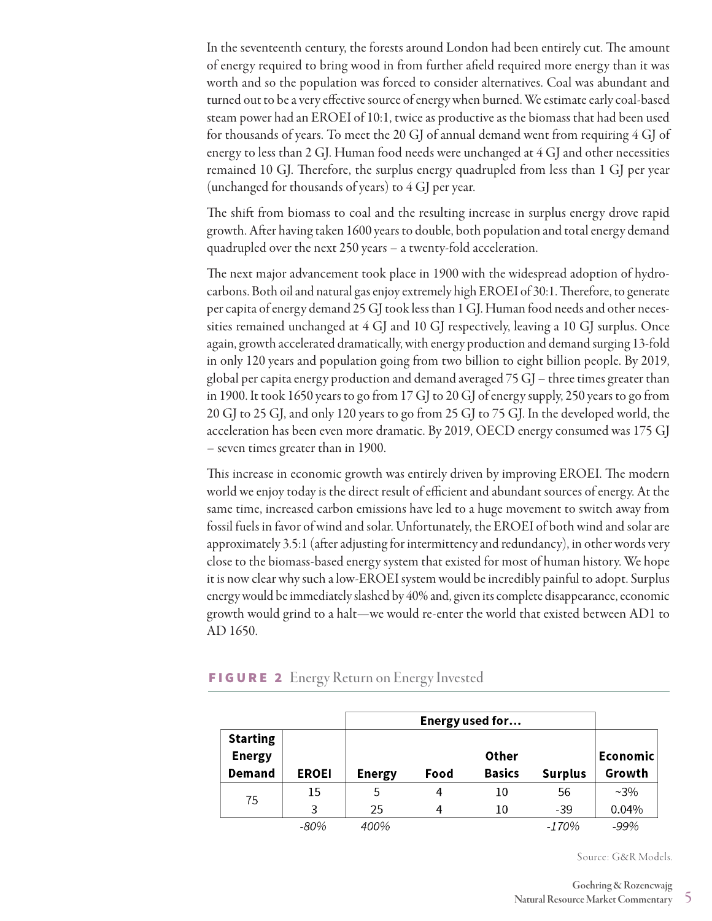In the seventeenth century, the forests around London had been entirely cut. The amount of energy required to bring wood in from further afield required more energy than it was worth and so the population was forced to consider alternatives. Coal was abundant and turned out to be a very effective source of energy when burned. We estimate early coal-based steam power had an EROEI of 10:1, twice as productive as the biomass that had been used for thousands of years. To meet the 20 GJ of annual demand went from requiring 4 GJ of energy to less than 2 GJ. Human food needs were unchanged at 4 GJ and other necessities remained 10 GJ. Therefore, the surplus energy quadrupled from less than 1 GJ per year (unchanged for thousands of years) to 4 GJ per year.

The shift from biomass to coal and the resulting increase in surplus energy drove rapid growth. After having taken 1600 years to double, both population and total energy demand quadrupled over the next 250 years – a twenty-fold acceleration.

The next major advancement took place in 1900 with the widespread adoption of hydrocarbons. Both oil and natural gas enjoy extremely high EROEI of 30:1. Therefore, to generate per capita of energy demand 25 GJ took less than 1 GJ. Human food needs and other necessities remained unchanged at 4 GJ and 10 GJ respectively, leaving a 10 GJ surplus. Once again, growth accelerated dramatically, with energy production and demand surging 13-fold in only 120 years and population going from two billion to eight billion people. By 2019, global per capita energy production and demand averaged 75 GJ – three times greater than in 1900. It took 1650 years to go from 17 GJ to 20 GJ of energy supply, 250 years to go from 20 GJ to 25 GJ, and only 120 years to go from 25 GJ to 75 GJ. In the developed world, the acceleration has been even more dramatic. By 2019, OECD energy consumed was 175 GJ – seven times greater than in 1900.

This increase in economic growth was entirely driven by improving EROEI. The modern world we enjoy today is the direct result of efficient and abundant sources of energy. At the same time, increased carbon emissions have led to a huge movement to switch away from fossil fuels in favor of wind and solar. Unfortunately, the EROEI of both wind and solar are approximately 3.5:1 (after adjusting for intermittency and redundancy), in other words very close to the biomass-based energy system that existed for most of human history. We hope it is now clear why such a low-EROEI system would be incredibly painful to adopt. Surplus energy would be immediately slashed by 40% and, given its complete disappearance, economic growth would grind to a halt—we would re-enter the world that existed between AD1 to AD 1650.

**FIGURE 2** Energy Return on Energy Invested

| | | Energy used for... | | | | |
|---|---|---|---|---|---|---|
| **Starting Energy Demand** | **EROEI** | **Energy** | **Food** | **Other Basics** | **Surplus** | **Economic Growth** |
| 75 | 15 | 5 | 4 | 10 | 56 | ~3% |
| | 3 | 25 | 4 | 10 | -39 | 0.04% |
| | *-80%* | *400%* | | | *-170%* | *-99%* |

Source: G&R Models.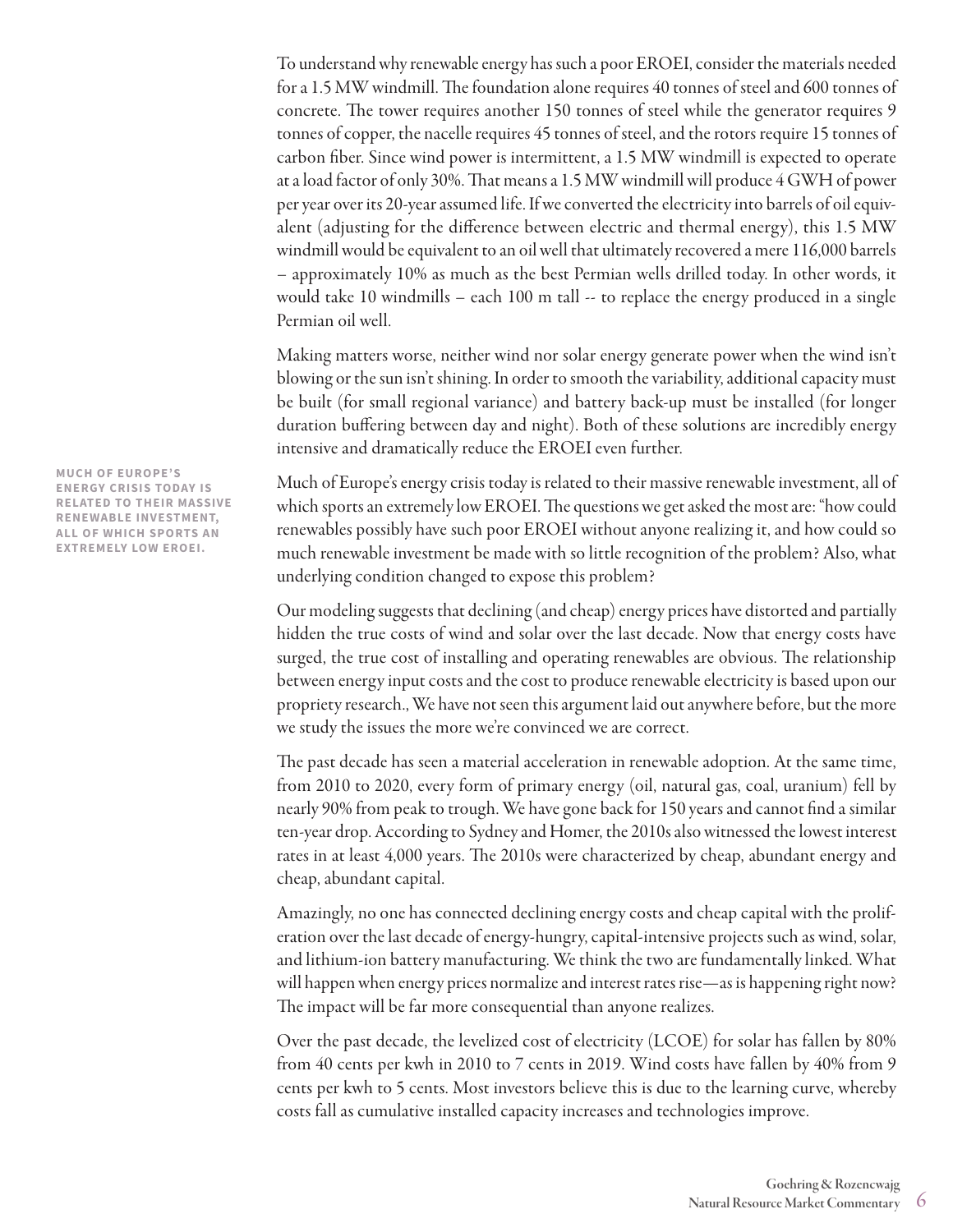To understand why renewable energy has such a poor EROEI, consider the materials needed for a 1.5 MW windmill. The foundation alone requires 40 tonnes of steel and 600 tonnes of concrete. The tower requires another 150 tonnes of steel while the generator requires 9 tonnes of copper, the nacelle requires 45 tonnes of steel, and the rotors require 15 tonnes of carbon fiber. Since wind power is intermittent, a 1.5 MW windmill is expected to operate at a load factor of only 30%. That means a 1.5 MW windmill will produce 4 GWH of power per year over its 20-year assumed life. If we converted the electricity into barrels of oil equivalent (adjusting for the difference between electric and thermal energy), this 1.5 MW windmill would be equivalent to an oil well that ultimately recovered a mere 116,000 barrels – approximately 10% as much as the best Permian wells drilled today. In other words, it would take 10 windmills – each 100 m tall -- to replace the energy produced in a single Permian oil well.

Making matters worse, neither wind nor solar energy generate power when the wind isn't blowing or the sun isn't shining. In order to smooth the variability, additional capacity must be built (for small regional variance) and battery back-up must be installed (for longer duration buffering between day and night). Both of these solutions are incredibly energy intensive and dramatically reduce the EROEI even further.

**MUCH OF EUROPE'S ENERGY CRISIS TODAY IS RELATED TO THEIR MASSIVE RENEWABLE INVESTMENT, ALL OF WHICH SPORTS AN EXTREMELY LOW EROEI.**

Much of Europe's energy crisis today is related to their massive renewable investment, all of which sports an extremely low EROEI. The questions we get asked the most are: "how could renewables possibly have such poor EROEI without anyone realizing it, and how could so much renewable investment be made with so little recognition of the problem? Also, what underlying condition changed to expose this problem?

Our modeling suggests that declining (and cheap) energy prices have distorted and partially hidden the true costs of wind and solar over the last decade. Now that energy costs have surged, the true cost of installing and operating renewables are obvious. The relationship between energy input costs and the cost to produce renewable electricity is based upon our propriety research., We have not seen this argument laid out anywhere before, but the more we study the issues the more we're convinced we are correct.

The past decade has seen a material acceleration in renewable adoption. At the same time, from 2010 to 2020, every form of primary energy (oil, natural gas, coal, uranium) fell by nearly 90% from peak to trough. We have gone back for 150 years and cannot find a similar ten-year drop. According to Sydney and Homer, the 2010s also witnessed the lowest interest rates in at least 4,000 years. The 2010s were characterized by cheap, abundant energy and cheap, abundant capital.

Amazingly, no one has connected declining energy costs and cheap capital with the proliferation over the last decade of energy-hungry, capital-intensive projects such as wind, solar, and lithium-ion battery manufacturing. We think the two are fundamentally linked. What will happen when energy prices normalize and interest rates rise—as is happening right now? The impact will be far more consequential than anyone realizes.

Over the past decade, the levelized cost of electricity (LCOE) for solar has fallen by 80% from 40 cents per kwh in 2010 to 7 cents in 2019. Wind costs have fallen by 40% from 9 cents per kwh to 5 cents. Most investors believe this is due to the learning curve, whereby costs fall as cumulative installed capacity increases and technologies improve.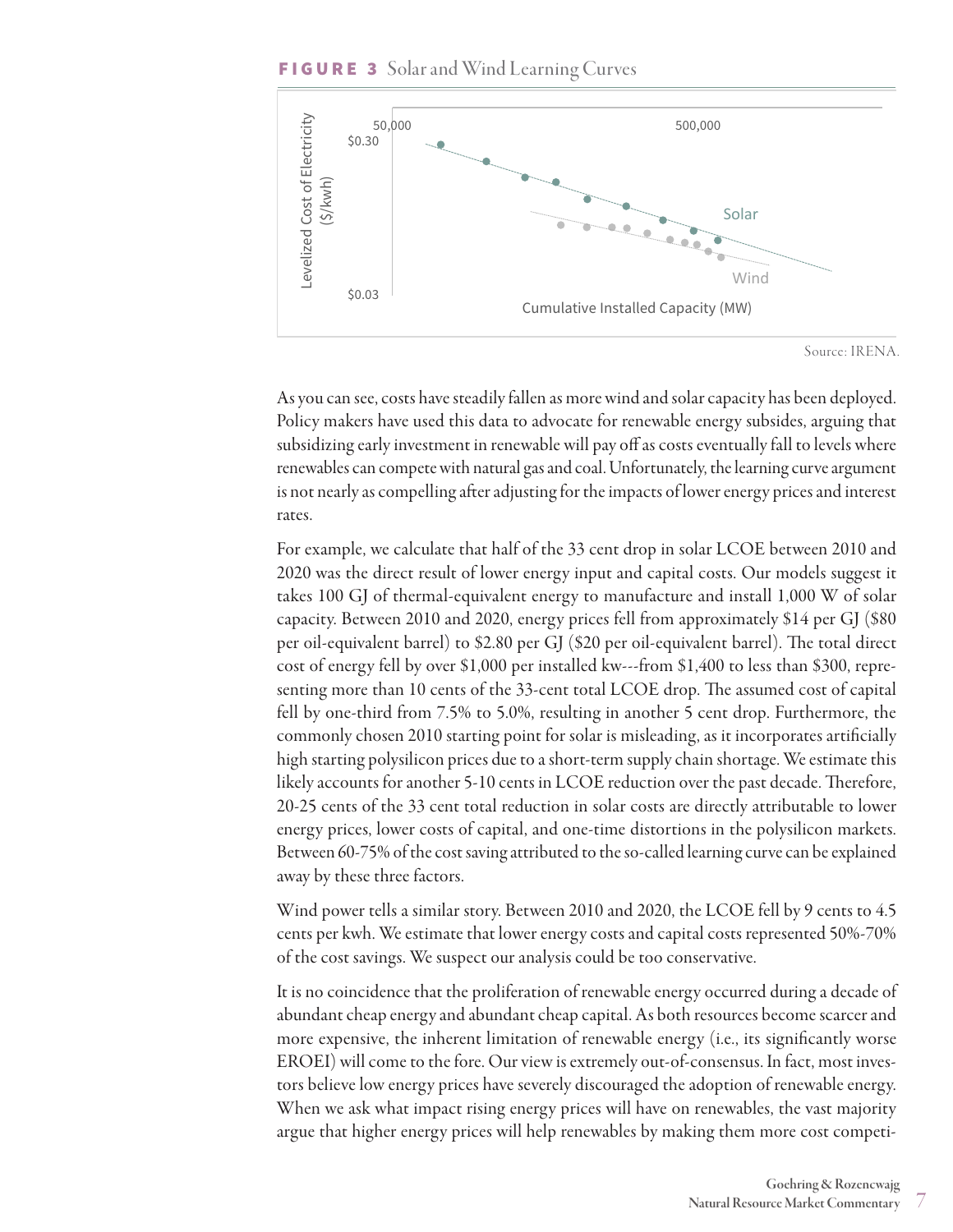**FIGURE 3** Solar and Wind Learning Curves

Levelized Cost of Electricity ($/kwh)

$0.30

$0.03

50,000

500,000

Solar

Wind

Cumulative Installed Capacity (MW)

Source: IRENA.

As you can see, costs have steadily fallen as more wind and solar capacity has been deployed. Policy makers have used this data to advocate for renewable energy subsides, arguing that subsidizing early investment in renewable will pay off as costs eventually fall to levels where renewables can compete with natural gas and coal. Unfortunately, the learning curve argument is not nearly as compelling after adjusting for the impacts of lower energy prices and interest rates.

For example, we calculate that half of the 33 cent drop in solar LCOE between 2010 and 2020 was the direct result of lower energy input and capital costs. Our models suggest it takes 100 GJ of thermal-equivalent energy to manufacture and install 1,000 W of solar capacity. Between 2010 and 2020, energy prices fell from approximately $14 per GJ ($80 per oil-equivalent barrel) to $2.80 per GJ ($20 per oil-equivalent barrel). The total direct cost of energy fell by over $1,000 per installed kw---from $1,400 to less than $300, representing more than 10 cents of the 33-cent total LCOE drop. The assumed cost of capital fell by one-third from 7.5% to 5.0%, resulting in another 5 cent drop. Furthermore, the commonly chosen 2010 starting point for solar is misleading, as it incorporates artificially high starting polysilicon prices due to a short-term supply chain shortage. We estimate this likely accounts for another 5-10 cents in LCOE reduction over the past decade. Therefore, 20-25 cents of the 33 cent total reduction in solar costs are directly attributable to lower energy prices, lower costs of capital, and one-time distortions in the polysilicon markets. Between 60-75% of the cost saving attributed to the so-called learning curve can be explained away by these three factors.

Wind power tells a similar story. Between 2010 and 2020, the LCOE fell by 9 cents to 4.5 cents per kwh. We estimate that lower energy costs and capital costs represented 50%-70% of the cost savings. We suspect our analysis could be too conservative.

It is no coincidence that the proliferation of renewable energy occurred during a decade of abundant cheap energy and abundant cheap capital. As both resources become scarcer and more expensive, the inherent limitation of renewable energy (i.e., its significantly worse EROEI) will come to the fore. Our view is extremely out-of-consensus. In fact, most investors believe low energy prices have severely discouraged the adoption of renewable energy. When we ask what impact rising energy prices will have on renewables, the vast majority argue that higher energy prices will help renewables by making them more cost competi-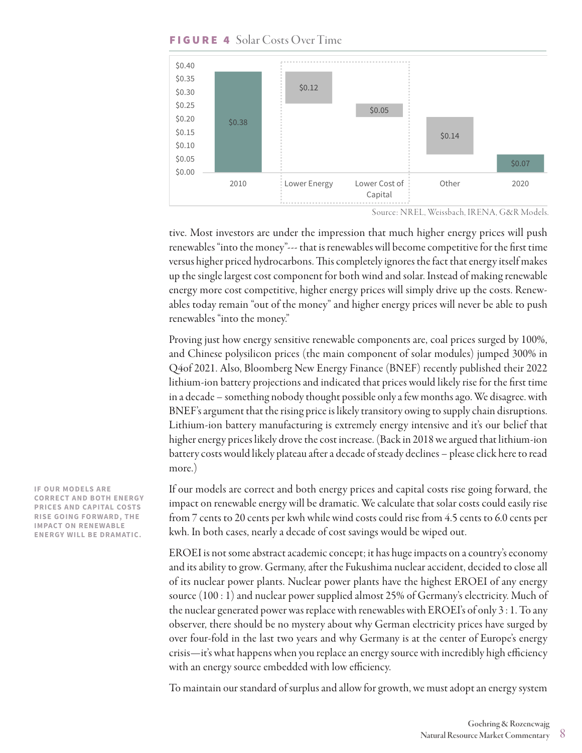**FIGURE 4** Solar Costs Over Time

$0.40
$0.35
$0.30
$0.25
$0.20
$0.15
$0.10
$0.05
$0.00

$0.38
$0.12
$0.05
$0.14
$0.07

2010
Lower Energy
Lower Cost of Capital
Other
2020

Source: NREL, Weissbach, IRENA, G&R Models.

tive. Most investors are under the impression that much higher energy prices will push renewables "into the money"--- that is renewables will become competitive for the first time versus higher priced hydrocarbons. This completely ignores the fact that energy itself makes up the single largest cost component for both wind and solar. Instead of making renewable energy more cost competitive, higher energy prices will simply drive up the costs. Renewables today remain "out of the money" and higher energy prices will never be able to push renewables "into the money."

Proving just how energy sensitive renewable components are, coal prices surged by 100%, and Chinese polysilicon prices (the main component of solar modules) jumped 300% in Q4of 2021. Also, Bloomberg New Energy Finance (BNEF) recently published their 2022 lithium-ion battery projections and indicated that prices would likely rise for the first time in a decade – something nobody thought possible only a few months ago. We disagree. with BNEF's argument that the rising price is likely transitory owing to supply chain disruptions. Lithium-ion battery manufacturing is extremely energy intensive and it's our belief that higher energy prices likely drove the cost increase. (Back in 2018 we argued that lithium-ion battery costs would likely plateau after a decade of steady declines – please click here to read more.)

**IF OUR MODELS ARE CORRECT AND BOTH ENERGY PRICES AND CAPITAL COSTS RISE GOING FORWARD, THE IMPACT ON RENEWABLE ENERGY WILL BE DRAMATIC.**

If our models are correct and both energy prices and capital costs rise going forward, the impact on renewable energy will be dramatic. We calculate that solar costs could easily rise from 7 cents to 20 cents per kwh while wind costs could rise from 4.5 cents to 6.0 cents per kwh. In both cases, nearly a decade of cost savings would be wiped out.

EROEI is not some abstract academic concept; it has huge impacts on a country's economy and its ability to grow. Germany, after the Fukushima nuclear accident, decided to close all of its nuclear power plants. Nuclear power plants have the highest EROEI of any energy source (100 : 1) and nuclear power supplied almost 25% of Germany's electricity. Much of the nuclear generated power was replace with renewables with EROEI's of only 3 : 1. To any observer, there should be no mystery about why German electricity prices have surged by over four-fold in the last two years and why Germany is at the center of Europe's energy crisis—it's what happens when you replace an energy source with incredibly high efficiency with an energy source embedded with low efficiency.

To maintain our standard of surplus and allow for growth, we must adopt an energy system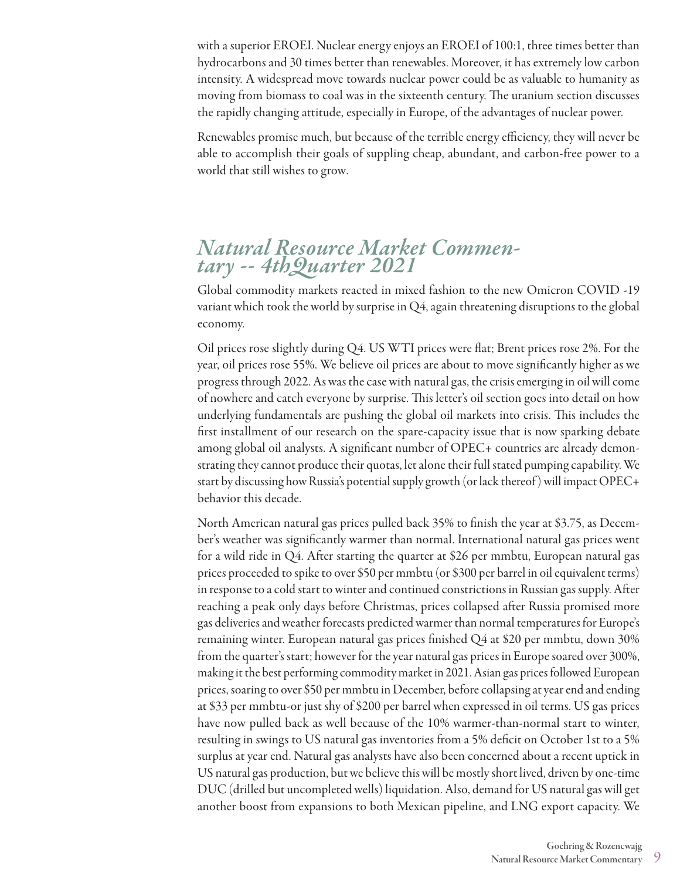with a superior EROEI. Nuclear energy enjoys an EROEI of 100:1, three times better than hydrocarbons and 30 times better than renewables. Moreover, it has extremely low carbon intensity. A widespread move towards nuclear power could be as valuable to humanity as moving from biomass to coal was in the sixteenth century. The uranium section discusses the rapidly changing attitude, especially in Europe, of the advantages of nuclear power.

Renewables promise much, but because of the terrible energy efficiency, they will never be able to accomplish their goals of suppling cheap, abundant, and carbon-free power to a world that still wishes to grow.

## *Natural Resource Market Commentary -- 4thQuarter 2021*

Global commodity markets reacted in mixed fashion to the new Omicron COVID -19 variant which took the world by surprise in Q4, again threatening disruptions to the global economy.

Oil prices rose slightly during Q4. US WTI prices were flat; Brent prices rose 2%. For the year, oil prices rose 55%. We believe oil prices are about to move significantly higher as we progress through 2022. As was the case with natural gas, the crisis emerging in oil will come of nowhere and catch everyone by surprise. This letter's oil section goes into detail on how underlying fundamentals are pushing the global oil markets into crisis. This includes the first installment of our research on the spare-capacity issue that is now sparking debate among global oil analysts. A significant number of OPEC+ countries are already demonstrating they cannot produce their quotas, let alone their full stated pumping capability. We start by discussing how Russia's potential supply growth (or lack thereof) will impact OPEC+ behavior this decade.

North American natural gas prices pulled back 35% to finish the year at $3.75, as December's weather was significantly warmer than normal. International natural gas prices went for a wild ride in Q4. After starting the quarter at $26 per mmbtu, European natural gas prices proceeded to spike to over $50 per mmbtu (or $300 per barrel in oil equivalent terms) in response to a cold start to winter and continued constrictions in Russian gas supply. After reaching a peak only days before Christmas, prices collapsed after Russia promised more gas deliveries and weather forecasts predicted warmer than normal temperatures for Europe's remaining winter. European natural gas prices finished Q4 at $20 per mmbtu, down 30% from the quarter's start; however for the year natural gas prices in Europe soared over 300%, making it the best performing commodity market in 2021. Asian gas prices followed European prices, soaring to over $50 per mmbtu in December, before collapsing at year end and ending at $33 per mmbtu-or just shy of $200 per barrel when expressed in oil terms. US gas prices have now pulled back as well because of the 10% warmer-than-normal start to winter, resulting in swings to US natural gas inventories from a 5% deficit on October 1st to a 5% surplus at year end. Natural gas analysts have also been concerned about a recent uptick in US natural gas production, but we believe this will be mostly short lived, driven by one-time DUC (drilled but uncompleted wells) liquidation. Also, demand for US natural gas will get another boost from expansions to both Mexican pipeline, and LNG export capacity. We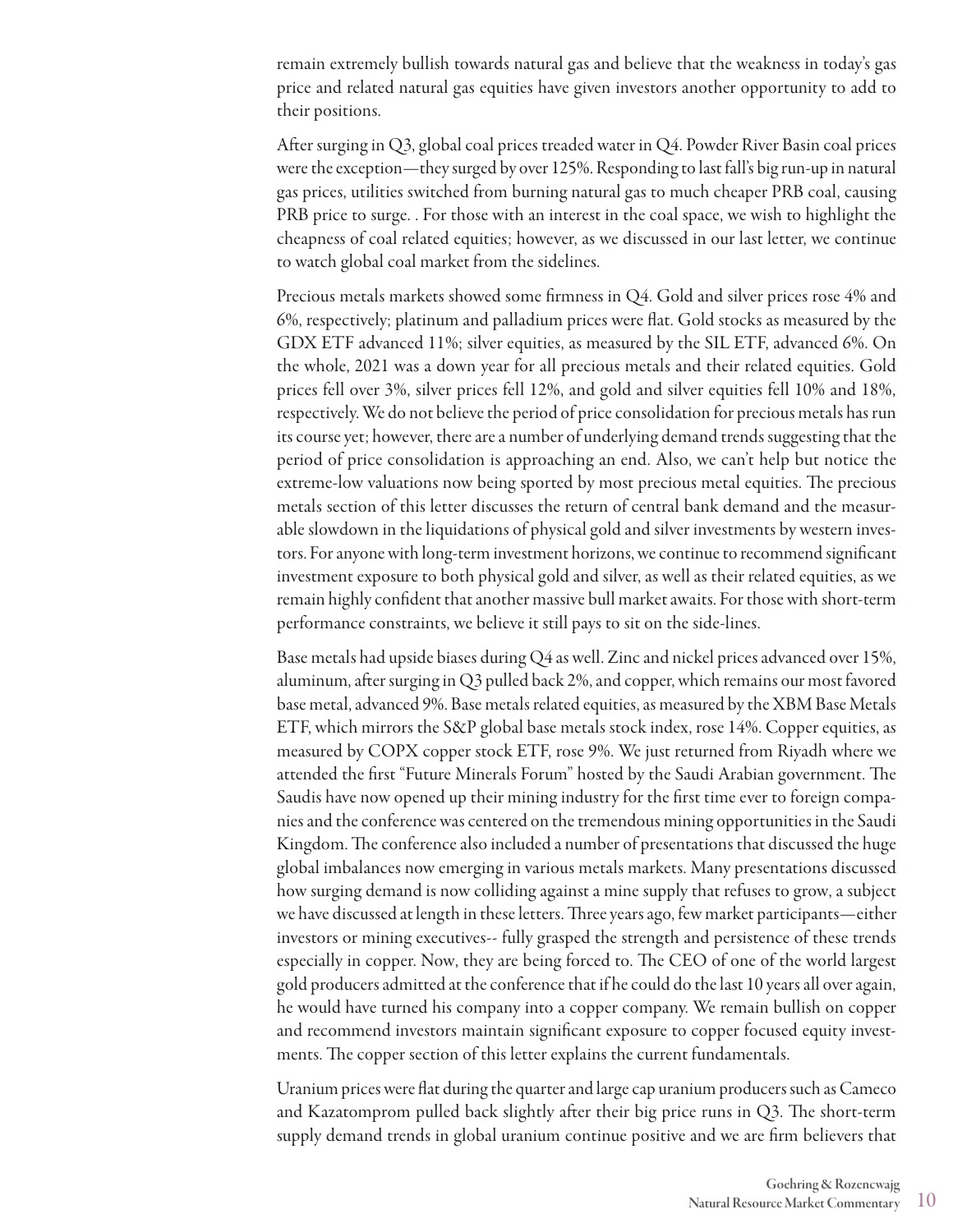remain extremely bullish towards natural gas and believe that the weakness in today's gas price and related natural gas equities have given investors another opportunity to add to their positions.

After surging in Q3, global coal prices treaded water in Q4. Powder River Basin coal prices were the exception—they surged by over 125%. Responding to last fall's big run-up in natural gas prices, utilities switched from burning natural gas to much cheaper PRB coal, causing PRB price to surge. . For those with an interest in the coal space, we wish to highlight the cheapness of coal related equities; however, as we discussed in our last letter, we continue to watch global coal market from the sidelines.

Precious metals markets showed some firmness in Q4. Gold and silver prices rose 4% and 6%, respectively; platinum and palladium prices were flat. Gold stocks as measured by the GDX ETF advanced 11%; silver equities, as measured by the SIL ETF, advanced 6%. On the whole, 2021 was a down year for all precious metals and their related equities. Gold prices fell over 3%, silver prices fell 12%, and gold and silver equities fell 10% and 18%, respectively. We do not believe the period of price consolidation for precious metals has run its course yet; however, there are a number of underlying demand trends suggesting that the period of price consolidation is approaching an end. Also, we can't help but notice the extreme-low valuations now being sported by most precious metal equities. The precious metals section of this letter discusses the return of central bank demand and the measurable slowdown in the liquidations of physical gold and silver investments by western investors. For anyone with long-term investment horizons, we continue to recommend significant investment exposure to both physical gold and silver, as well as their related equities, as we remain highly confident that another massive bull market awaits. For those with short-term performance constraints, we believe it still pays to sit on the side-lines.

Base metals had upside biases during Q4 as well. Zinc and nickel prices advanced over 15%, aluminum, after surging in Q3 pulled back 2%, and copper, which remains our most favored base metal, advanced 9%. Base metals related equities, as measured by the XBM Base Metals ETF, which mirrors the S&P global base metals stock index, rose 14%. Copper equities, as measured by COPX copper stock ETF, rose 9%. We just returned from Riyadh where we attended the first "Future Minerals Forum" hosted by the Saudi Arabian government. The Saudis have now opened up their mining industry for the first time ever to foreign companies and the conference was centered on the tremendous mining opportunities in the Saudi Kingdom. The conference also included a number of presentations that discussed the huge global imbalances now emerging in various metals markets. Many presentations discussed how surging demand is now colliding against a mine supply that refuses to grow, a subject we have discussed at length in these letters. Three years ago, few market participants—either investors or mining executives-- fully grasped the strength and persistence of these trends especially in copper. Now, they are being forced to. The CEO of one of the world largest gold producers admitted at the conference that if he could do the last 10 years all over again, he would have turned his company into a copper company. We remain bullish on copper and recommend investors maintain significant exposure to copper focused equity investments. The copper section of this letter explains the current fundamentals.

Uranium prices were flat during the quarter and large cap uranium producers such as Cameco and Kazatomprom pulled back slightly after their big price runs in Q3. The short-term supply demand trends in global uranium continue positive and we are firm believers that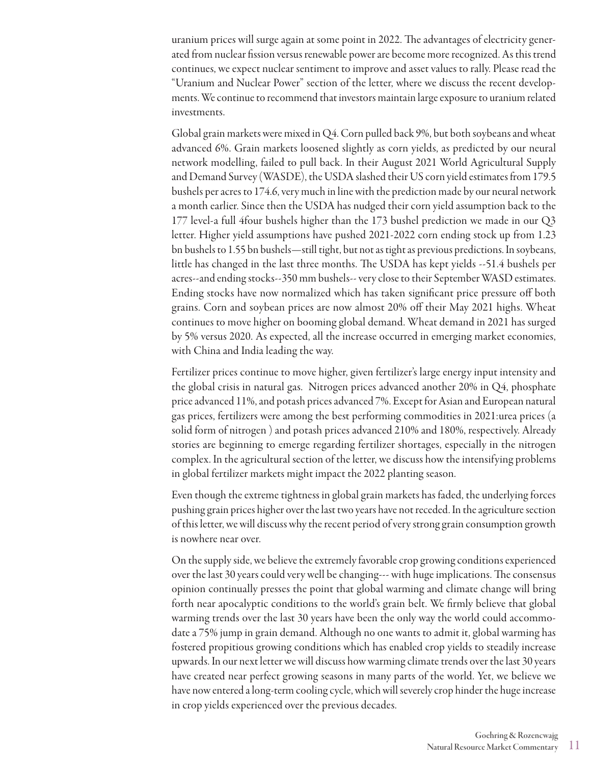uranium prices will surge again at some point in 2022. The advantages of electricity generated from nuclear fission versus renewable power are become more recognized. As this trend continues, we expect nuclear sentiment to improve and asset values to rally. Please read the "Uranium and Nuclear Power" section of the letter, where we discuss the recent developments. We continue to recommend that investors maintain large exposure to uranium related investments.

Global grain markets were mixed in Q4. Corn pulled back 9%, but both soybeans and wheat advanced 6%. Grain markets loosened slightly as corn yields, as predicted by our neural network modelling, failed to pull back. In their August 2021 World Agricultural Supply and Demand Survey (WASDE), the USDA slashed their US corn yield estimates from 179.5 bushels per acres to 174.6, very much in line with the prediction made by our neural network a month earlier. Since then the USDA has nudged their corn yield assumption back to the 177 level-a full 4four bushels higher than the 173 bushel prediction we made in our Q3 letter. Higher yield assumptions have pushed 2021-2022 corn ending stock up from 1.23 bn bushels to 1.55 bn bushels—still tight, but not as tight as previous predictions. In soybeans, little has changed in the last three months. The USDA has kept yields --51.4 bushels per acres--and ending stocks--350 mm bushels-- very close to their September WASD estimates. Ending stocks have now normalized which has taken significant price pressure off both grains. Corn and soybean prices are now almost 20% off their May 2021 highs. Wheat continues to move higher on booming global demand. Wheat demand in 2021 has surged by 5% versus 2020. As expected, all the increase occurred in emerging market economies, with China and India leading the way.

Fertilizer prices continue to move higher, given fertilizer's large energy input intensity and the global crisis in natural gas. Nitrogen prices advanced another 20% in Q4, phosphate price advanced 11%, and potash prices advanced 7%. Except for Asian and European natural gas prices, fertilizers were among the best performing commodities in 2021:urea prices (a solid form of nitrogen ) and potash prices advanced 210% and 180%, respectively. Already stories are beginning to emerge regarding fertilizer shortages, especially in the nitrogen complex. In the agricultural section of the letter, we discuss how the intensifying problems in global fertilizer markets might impact the 2022 planting season.

Even though the extreme tightness in global grain markets has faded, the underlying forces pushing grain prices higher over the last two years have not receded. In the agriculture section of this letter, we will discuss why the recent period of very strong grain consumption growth is nowhere near over.

On the supply side, we believe the extremely favorable crop growing conditions experienced over the last 30 years could very well be changing--- with huge implications. The consensus opinion continually presses the point that global warming and climate change will bring forth near apocalyptic conditions to the world's grain belt. We firmly believe that global warming trends over the last 30 years have been the only way the world could accommodate a 75% jump in grain demand. Although no one wants to admit it, global warming has fostered propitious growing conditions which has enabled crop yields to steadily increase upwards. In our next letter we will discuss how warming climate trends over the last 30 years have created near perfect growing seasons in many parts of the world. Yet, we believe we have now entered a long-term cooling cycle, which will severely crop hinder the huge increase in crop yields experienced over the previous decades.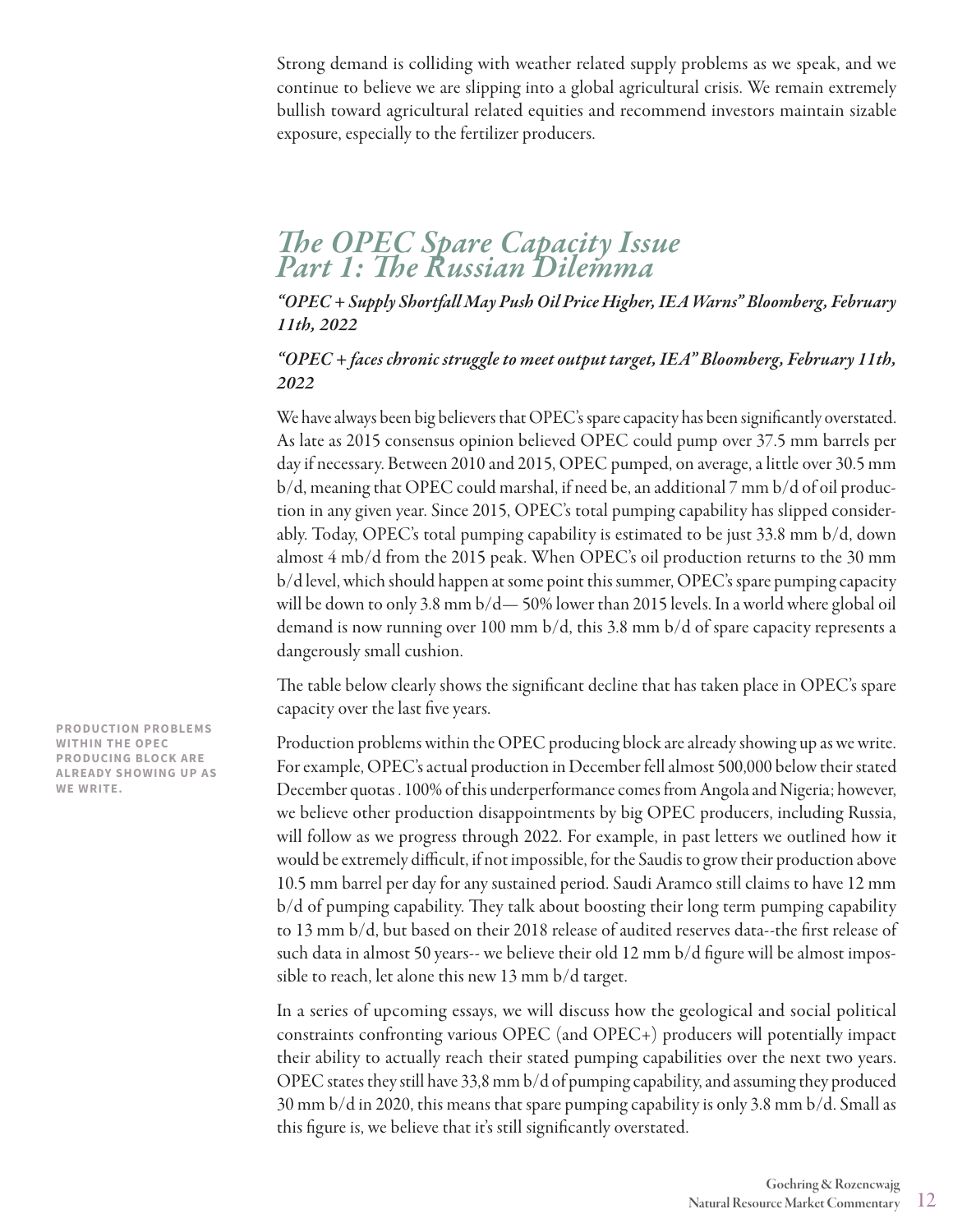Strong demand is colliding with weather related supply problems as we speak, and we continue to believe we are slipping into a global agricultural crisis. We remain extremely bullish toward agricultural related equities and recommend investors maintain sizable exposure, especially to the fertilizer producers.

## *The OPEC Spare Capacity Issue Part 1: The Russian Dilemma*

*"OPEC + Supply Shortfall May Push Oil Price Higher, IEA Warns" Bloomberg, February 11th, 2022*

*"OPEC + faces chronic struggle to meet output target, IEA" Bloomberg, February 11th, 2022*

We have always been big believers that OPEC's spare capacity has been significantly overstated. As late as 2015 consensus opinion believed OPEC could pump over 37.5 mm barrels per day if necessary. Between 2010 and 2015, OPEC pumped, on average, a little over 30.5 mm b/d, meaning that OPEC could marshal, if need be, an additional 7 mm b/d of oil production in any given year. Since 2015, OPEC's total pumping capability has slipped considerably. Today, OPEC's total pumping capability is estimated to be just 33.8 mm b/d, down almost 4 mb/d from the 2015 peak. When OPEC's oil production returns to the 30 mm b/d level, which should happen at some point this summer, OPEC's spare pumping capacity will be down to only 3.8 mm b/d— 50% lower than 2015 levels. In a world where global oil demand is now running over 100 mm b/d, this 3.8 mm b/d of spare capacity represents a dangerously small cushion.

The table below clearly shows the significant decline that has taken place in OPEC's spare capacity over the last five years.

**PRODUCTION PROBLEMS WITHIN THE OPEC PRODUCING BLOCK ARE ALREADY SHOWING UP AS WE WRITE.**

Production problems within the OPEC producing block are already showing up as we write. For example, OPEC's actual production in December fell almost 500,000 below their stated December quotas . 100% of this underperformance comes from Angola and Nigeria; however, we believe other production disappointments by big OPEC producers, including Russia, will follow as we progress through 2022. For example, in past letters we outlined how it would be extremely difficult, if not impossible, for the Saudis to grow their production above 10.5 mm barrel per day for any sustained period. Saudi Aramco still claims to have 12 mm b/d of pumping capability. They talk about boosting their long term pumping capability to 13 mm b/d, but based on their 2018 release of audited reserves data--the first release of such data in almost 50 years-- we believe their old 12 mm b/d figure will be almost impossible to reach, let alone this new 13 mm b/d target.

In a series of upcoming essays, we will discuss how the geological and social political constraints confronting various OPEC (and OPEC+) producers will potentially impact their ability to actually reach their stated pumping capabilities over the next two years. OPEC states they still have 33,8 mm b/d of pumping capability, and assuming they produced 30 mm b/d in 2020, this means that spare pumping capability is only 3.8 mm b/d. Small as this figure is, we believe that it's still significantly overstated.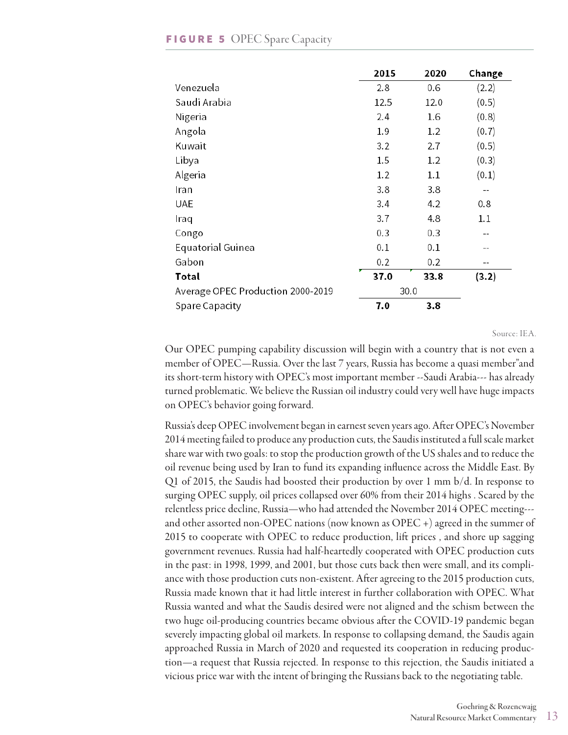**FIGURE 5** OPEC Spare Capacity

| | 2015 | 2020 | Change |
|---|---|---|---|
| Venezuela | 2.8 | 0.6 | (2.2) |
| Saudi Arabia | 12.5 | 12.0 | (0.5) |
| Nigeria | 2.4 | 1.6 | (0.8) |
| Angola | 1.9 | 1.2 | (0.7) |
| Kuwait | 3.2 | 2.7 | (0.5) |
| Libya | 1.5 | 1.2 | (0.3) |
| Algeria | 1.2 | 1.1 | (0.1) |
| Iran | 3.8 | 3.8 | -- |
| UAE | 3.4 | 4.2 | 0.8 |
| Iraq | 3.7 | 4.8 | 1.1 |
| Congo | 0.3 | 0.3 | -- |
| Equatorial Guinea | 0.1 | 0.1 | -- |
| Gabon | 0.2 | 0.2 | -- |
| **Total** | **37.0** | **33.8** | **(3.2)** |
| Average OPEC Production 2000-2019 | 30.0 | | |
| Spare Capacity | **7.0** | **3.8** | |

Source: IEA.

Our OPEC pumping capability discussion will begin with a country that is not even a member of OPEC—Russia. Over the last 7 years, Russia has become a quasi member"and its short-term history with OPEC's most important member --Saudi Arabia--- has already turned problematic. We believe the Russian oil industry could very well have huge impacts on OPEC's behavior going forward.

Russia's deep OPEC involvement began in earnest seven years ago. After OPEC's November 2014 meeting failed to produce any production cuts, the Saudis instituted a full scale market share war with two goals: to stop the production growth of the US shales and to reduce the oil revenue being used by Iran to fund its expanding influence across the Middle East. By Q1 of 2015, the Saudis had boosted their production by over 1 mm b/d. In response to surging OPEC supply, oil prices collapsed over 60% from their 2014 highs . Scared by the relentless price decline, Russia—who had attended the November 2014 OPEC meeting--- and other assorted non-OPEC nations (now known as OPEC +) agreed in the summer of 2015 to cooperate with OPEC to reduce production, lift prices , and shore up sagging government revenues. Russia had half-heartedly cooperated with OPEC production cuts in the past: in 1998, 1999, and 2001, but those cuts back then were small, and its compliance with those production cuts non-existent. After agreeing to the 2015 production cuts, Russia made known that it had little interest in further collaboration with OPEC. What Russia wanted and what the Saudis desired were not aligned and the schism between the two huge oil-producing countries became obvious after the COVID-19 pandemic began severely impacting global oil markets. In response to collapsing demand, the Saudis again approached Russia in March of 2020 and requested its cooperation in reducing production—a request that Russia rejected. In response to this rejection, the Saudis initiated a vicious price war with the intent of bringing the Russians back to the negotiating table.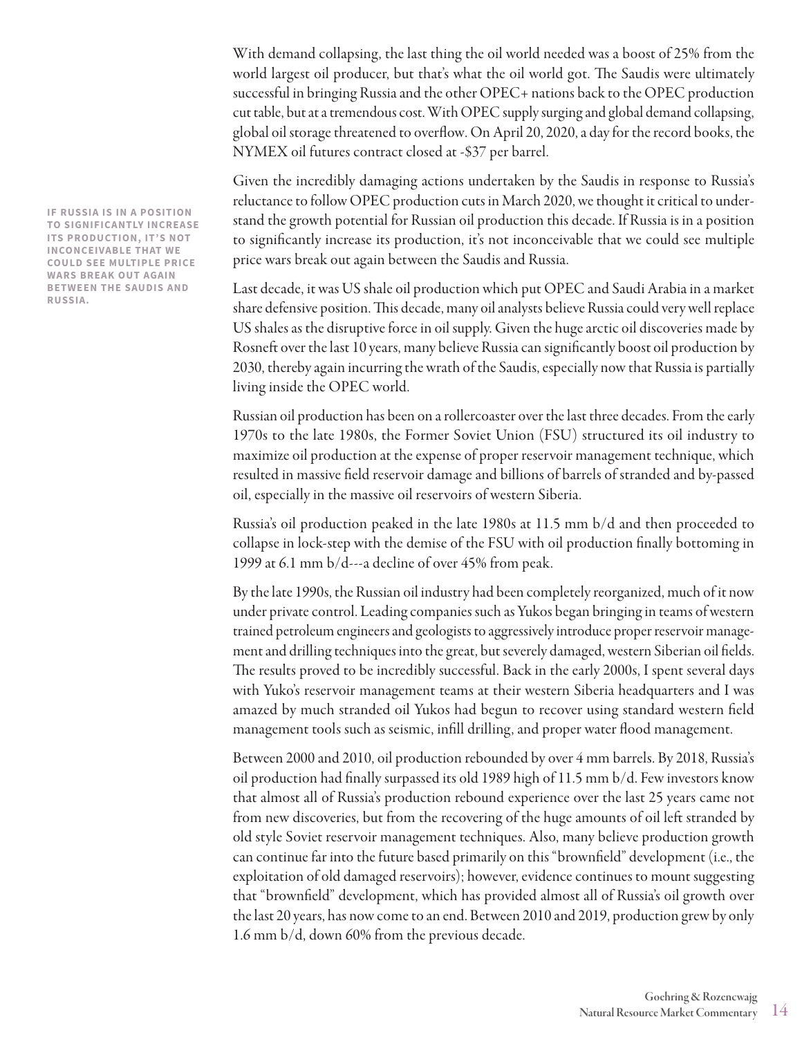With demand collapsing, the last thing the oil world needed was a boost of 25% from the world largest oil producer, but that's what the oil world got. The Saudis were ultimately successful in bringing Russia and the other OPEC+ nations back to the OPEC production cut table, but at a tremendous cost. With OPEC supply surging and global demand collapsing, global oil storage threatened to overflow. On April 20, 2020, a day for the record books, the NYMEX oil futures contract closed at -$37 per barrel.

**IF RUSSIA IS IN A POSITION TO SIGNIFICANTLY INCREASE ITS PRODUCTION, IT'S NOT INCONCEIVABLE THAT WE COULD SEE MULTIPLE PRICE WARS BREAK OUT AGAIN BETWEEN THE SAUDIS AND RUSSIA.**

Given the incredibly damaging actions undertaken by the Saudis in response to Russia's reluctance to follow OPEC production cuts in March 2020, we thought it critical to understand the growth potential for Russian oil production this decade. If Russia is in a position to significantly increase its production, it's not inconceivable that we could see multiple price wars break out again between the Saudis and Russia.

Last decade, it was US shale oil production which put OPEC and Saudi Arabia in a market share defensive position. This decade, many oil analysts believe Russia could very well replace US shales as the disruptive force in oil supply. Given the huge arctic oil discoveries made by Rosneft over the last 10 years, many believe Russia can significantly boost oil production by 2030, thereby again incurring the wrath of the Saudis, especially now that Russia is partially living inside the OPEC world.

Russian oil production has been on a rollercoaster over the last three decades. From the early 1970s to the late 1980s, the Former Soviet Union (FSU) structured its oil industry to maximize oil production at the expense of proper reservoir management technique, which resulted in massive field reservoir damage and billions of barrels of stranded and by-passed oil, especially in the massive oil reservoirs of western Siberia.

Russia's oil production peaked in the late 1980s at 11.5 mm b/d and then proceeded to collapse in lock-step with the demise of the FSU with oil production finally bottoming in 1999 at 6.1 mm b/d---a decline of over 45% from peak.

By the late 1990s, the Russian oil industry had been completely reorganized, much of it now under private control. Leading companies such as Yukos began bringing in teams of western trained petroleum engineers and geologists to aggressively introduce proper reservoir management and drilling techniques into the great, but severely damaged, western Siberian oil fields. The results proved to be incredibly successful. Back in the early 2000s, I spent several days with Yuko's reservoir management teams at their western Siberia headquarters and I was amazed by much stranded oil Yukos had begun to recover using standard western field management tools such as seismic, infill drilling, and proper water flood management.

Between 2000 and 2010, oil production rebounded by over 4 mm barrels. By 2018, Russia's oil production had finally surpassed its old 1989 high of 11.5 mm b/d. Few investors know that almost all of Russia's production rebound experience over the last 25 years came not from new discoveries, but from the recovering of the huge amounts of oil left stranded by old style Soviet reservoir management techniques. Also, many believe production growth can continue far into the future based primarily on this "brownfield" development (i.e., the exploitation of old damaged reservoirs); however, evidence continues to mount suggesting that "brownfield" development, which has provided almost all of Russia's oil growth over the last 20 years, has now come to an end. Between 2010 and 2019, production grew by only 1.6 mm b/d, down 60% from the previous decade.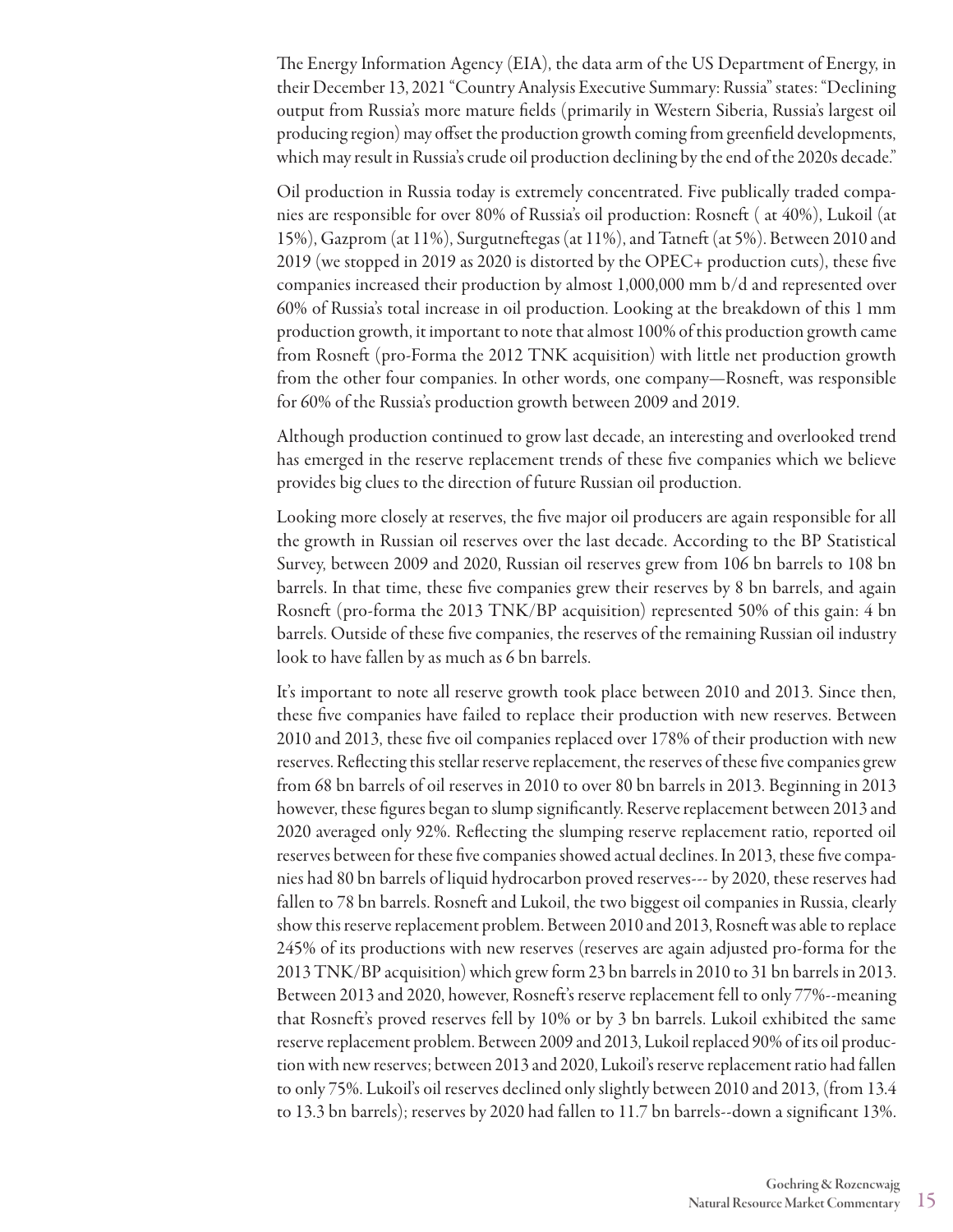The Energy Information Agency (EIA), the data arm of the US Department of Energy, in their December 13, 2021 "Country Analysis Executive Summary: Russia" states: "Declining output from Russia's more mature fields (primarily in Western Siberia, Russia's largest oil producing region) may offset the production growth coming from greenfield developments, which may result in Russia's crude oil production declining by the end of the 2020s decade."

Oil production in Russia today is extremely concentrated. Five publically traded companies are responsible for over 80% of Russia's oil production: Rosneft ( at 40%), Lukoil (at 15%), Gazprom (at 11%), Surgutneftegas (at 11%), and Tatneft (at 5%). Between 2010 and 2019 (we stopped in 2019 as 2020 is distorted by the OPEC+ production cuts), these five companies increased their production by almost 1,000,000 mm b/d and represented over 60% of Russia's total increase in oil production. Looking at the breakdown of this 1 mm production growth, it important to note that almost 100% of this production growth came from Rosneft (pro-Forma the 2012 TNK acquisition) with little net production growth from the other four companies. In other words, one company—Rosneft, was responsible for 60% of the Russia's production growth between 2009 and 2019.

Although production continued to grow last decade, an interesting and overlooked trend has emerged in the reserve replacement trends of these five companies which we believe provides big clues to the direction of future Russian oil production.

Looking more closely at reserves, the five major oil producers are again responsible for all the growth in Russian oil reserves over the last decade. According to the BP Statistical Survey, between 2009 and 2020, Russian oil reserves grew from 106 bn barrels to 108 bn barrels. In that time, these five companies grew their reserves by 8 bn barrels, and again Rosneft (pro-forma the 2013 TNK/BP acquisition) represented 50% of this gain: 4 bn barrels. Outside of these five companies, the reserves of the remaining Russian oil industry look to have fallen by as much as 6 bn barrels.

It's important to note all reserve growth took place between 2010 and 2013. Since then, these five companies have failed to replace their production with new reserves. Between 2010 and 2013, these five oil companies replaced over 178% of their production with new reserves. Reflecting this stellar reserve replacement, the reserves of these five companies grew from 68 bn barrels of oil reserves in 2010 to over 80 bn barrels in 2013. Beginning in 2013 however, these figures began to slump significantly. Reserve replacement between 2013 and 2020 averaged only 92%. Reflecting the slumping reserve replacement ratio, reported oil reserves between for these five companies showed actual declines. In 2013, these five companies had 80 bn barrels of liquid hydrocarbon proved reserves--- by 2020, these reserves had fallen to 78 bn barrels. Rosneft and Lukoil, the two biggest oil companies in Russia, clearly show this reserve replacement problem. Between 2010 and 2013, Rosneft was able to replace 245% of its productions with new reserves (reserves are again adjusted pro-forma for the 2013 TNK/BP acquisition) which grew form 23 bn barrels in 2010 to 31 bn barrels in 2013. Between 2013 and 2020, however, Rosneft's reserve replacement fell to only 77%--meaning that Rosneft's proved reserves fell by 10% or by 3 bn barrels. Lukoil exhibited the same reserve replacement problem. Between 2009 and 2013, Lukoil replaced 90% of its oil production with new reserves; between 2013 and 2020, Lukoil's reserve replacement ratio had fallen to only 75%. Lukoil's oil reserves declined only slightly between 2010 and 2013, (from 13.4 to 13.3 bn barrels); reserves by 2020 had fallen to 11.7 bn barrels--down a significant 13%.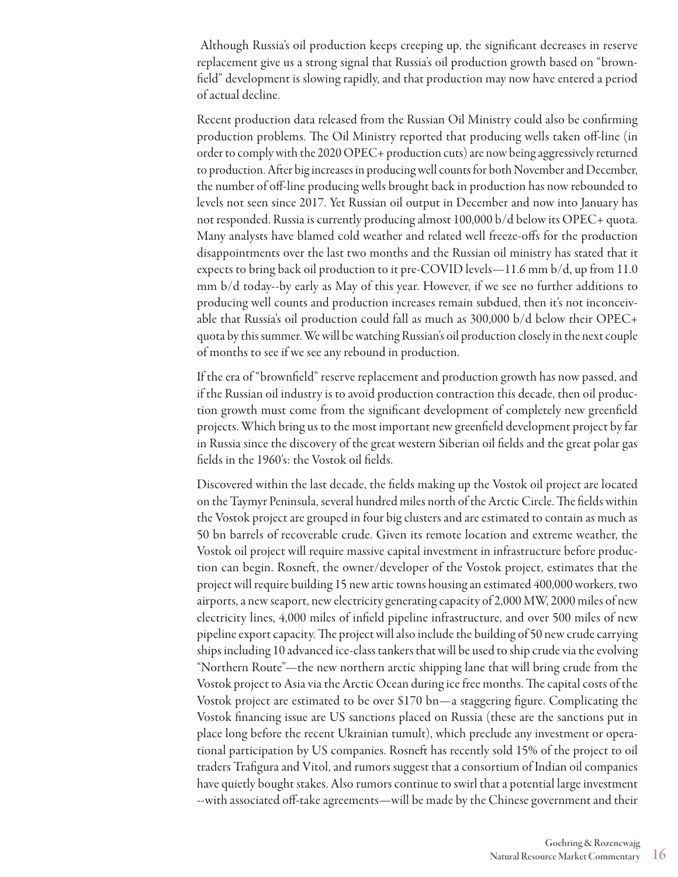Although Russia's oil production keeps creeping up, the significant decreases in reserve replacement give us a strong signal that Russia's oil production growth based on "brownfield" development is slowing rapidly, and that production may now have entered a period of actual decline.

Recent production data released from the Russian Oil Ministry could also be confirming production problems. The Oil Ministry reported that producing wells taken off-line (in order to comply with the 2020 OPEC+ production cuts) are now being aggressively returned to production. After big increases in producing well counts for both November and December, the number of off-line producing wells brought back in production has now rebounded to levels not seen since 2017. Yet Russian oil output in December and now into January has not responded. Russia is currently producing almost 100,000 b/d below its OPEC+ quota. Many analysts have blamed cold weather and related well freeze-offs for the production disappointments over the last two months and the Russian oil ministry has stated that it expects to bring back oil production to it pre-COVID levels—11.6 mm b/d, up from 11.0 mm b/d today--by early as May of this year. However, if we see no further additions to producing well counts and production increases remain subdued, then it's not inconceivable that Russia's oil production could fall as much as 300,000 b/d below their OPEC+ quota by this summer. We will be watching Russian's oil production closely in the next couple of months to see if we see any rebound in production.

If the era of "brownfield" reserve replacement and production growth has now passed, and if the Russian oil industry is to avoid production contraction this decade, then oil production growth must come from the significant development of completely new greenfield projects. Which bring us to the most important new greenfield development project by far in Russia since the discovery of the great western Siberian oil fields and the great polar gas fields in the 1960's: the Vostok oil fields.

Discovered within the last decade, the fields making up the Vostok oil project are located on the Taymyr Peninsula, several hundred miles north of the Arctic Circle. The fields within the Vostok project are grouped in four big clusters and are estimated to contain as much as 50 bn barrels of recoverable crude. Given its remote location and extreme weather, the Vostok oil project will require massive capital investment in infrastructure before production can begin. Rosneft, the owner/developer of the Vostok project, estimates that the project will require building 15 new artic towns housing an estimated 400,000 workers, two airports, a new seaport, new electricity generating capacity of 2,000 MW, 2000 miles of new electricity lines, 4,000 miles of infield pipeline infrastructure, and over 500 miles of new pipeline export capacity. The project will also include the building of 50 new crude carrying ships including 10 advanced ice-class tankers that will be used to ship crude via the evolving "Northern Route"—the new northern arctic shipping lane that will bring crude from the Vostok project to Asia via the Arctic Ocean during ice free months. The capital costs of the Vostok project are estimated to be over $170 bn—a staggering figure. Complicating the Vostok financing issue are US sanctions placed on Russia (these are the sanctions put in place long before the recent Ukrainian tumult), which preclude any investment or operational participation by US companies. Rosneft has recently sold 15% of the project to oil traders Trafigura and Vitol, and rumors suggest that a consortium of Indian oil companies have quietly bought stakes. Also rumors continue to swirl that a potential large investment --with associated off-take agreements—will be made by the Chinese government and their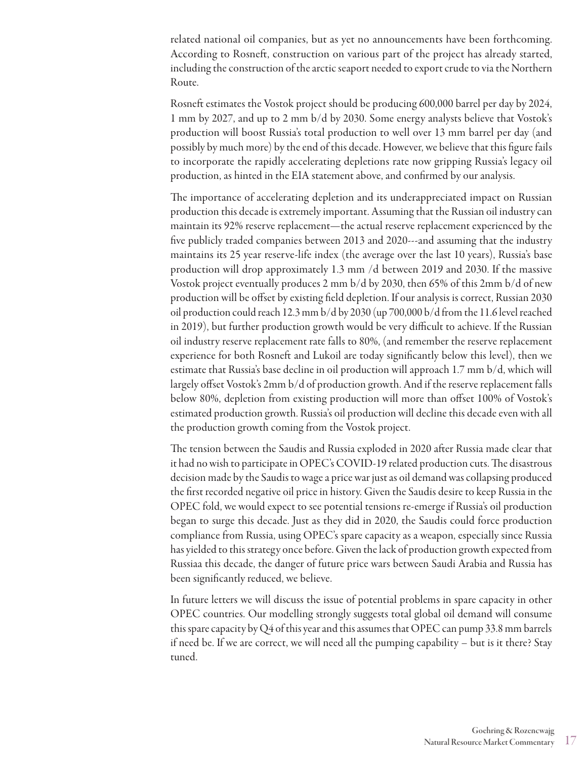related national oil companies, but as yet no announcements have been forthcoming. According to Rosneft, construction on various part of the project has already started, including the construction of the arctic seaport needed to export crude to via the Northern Route.

Rosneft estimates the Vostok project should be producing 600,000 barrel per day by 2024, 1 mm by 2027, and up to 2 mm b/d by 2030. Some energy analysts believe that Vostok's production will boost Russia's total production to well over 13 mm barrel per day (and possibly by much more) by the end of this decade. However, we believe that this figure fails to incorporate the rapidly accelerating depletions rate now gripping Russia's legacy oil production, as hinted in the EIA statement above, and confirmed by our analysis.

The importance of accelerating depletion and its underappreciated impact on Russian production this decade is extremely important. Assuming that the Russian oil industry can maintain its 92% reserve replacement—the actual reserve replacement experienced by the five publicly traded companies between 2013 and 2020---and assuming that the industry maintains its 25 year reserve-life index (the average over the last 10 years), Russia's base production will drop approximately 1.3 mm /d between 2019 and 2030. If the massive Vostok project eventually produces 2 mm b/d by 2030, then 65% of this 2mm b/d of new production will be offset by existing field depletion. If our analysis is correct, Russian 2030 oil production could reach 12.3 mm b/d by 2030 (up 700,000 b/d from the 11.6 level reached in 2019), but further production growth would be very difficult to achieve. If the Russian oil industry reserve replacement rate falls to 80%, (and remember the reserve replacement experience for both Rosneft and Lukoil are today significantly below this level), then we estimate that Russia's base decline in oil production will approach 1.7 mm b/d, which will largely offset Vostok's 2mm b/d of production growth. And if the reserve replacement falls below 80%, depletion from existing production will more than offset 100% of Vostok's estimated production growth. Russia's oil production will decline this decade even with all the production growth coming from the Vostok project.

The tension between the Saudis and Russia exploded in 2020 after Russia made clear that it had no wish to participate in OPEC's COVID-19 related production cuts. The disastrous decision made by the Saudis to wage a price war just as oil demand was collapsing produced the first recorded negative oil price in history. Given the Saudis desire to keep Russia in the OPEC fold, we would expect to see potential tensions re-emerge if Russia's oil production began to surge this decade. Just as they did in 2020, the Saudis could force production compliance from Russia, using OPEC's spare capacity as a weapon, especially since Russia has yielded to this strategy once before. Given the lack of production growth expected from Russiaa this decade, the danger of future price wars between Saudi Arabia and Russia has been significantly reduced, we believe.

In future letters we will discuss the issue of potential problems in spare capacity in other OPEC countries. Our modelling strongly suggests total global oil demand will consume this spare capacity by Q4 of this year and this assumes that OPEC can pump 33.8 mm barrels if need be. If we are correct, we will need all the pumping capability – but is it there? Stay tuned.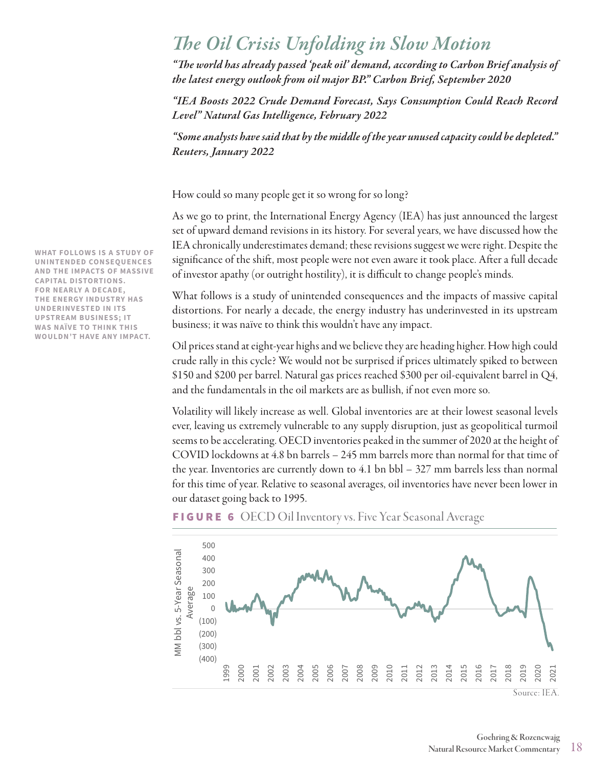# *The Oil Crisis Unfolding in Slow Motion*

*"The world has already passed 'peak oil' demand, according to Carbon Brief analysis of the latest energy outlook from oil major BP." Carbon Brief, September 2020*

*"IEA Boosts 2022 Crude Demand Forecast, Says Consumption Could Reach Record Level" Natural Gas Intelligence, February 2022*

*"Some analysts have said that by the middle of the year unused capacity could be depleted." Reuters, January 2022*

How could so many people get it so wrong for so long?

As we go to print, the International Energy Agency (IEA) has just announced the largest set of upward demand revisions in its history. For several years, we have discussed how the IEA chronically underestimates demand; these revisions suggest we were right. Despite the significance of the shift, most people were not even aware it took place. After a full decade of investor apathy (or outright hostility), it is difficult to change people's minds.

**WHAT FOLLOWS IS A STUDY OF UNINTENDED CONSEQUENCES AND THE IMPACTS OF MASSIVE CAPITAL DISTORTIONS. FOR NEARLY A DECADE, THE ENERGY INDUSTRY HAS UNDERINVESTED IN ITS UPSTREAM BUSINESS; IT WAS NAÏVE TO THINK THIS WOULDN'T HAVE ANY IMPACT.**

What follows is a study of unintended consequences and the impacts of massive capital distortions. For nearly a decade, the energy industry has underinvested in its upstream business; it was naïve to think this wouldn't have any impact.

Oil prices stand at eight-year highs and we believe they are heading higher. How high could crude rally in this cycle? We would not be surprised if prices ultimately spiked to between \$150 and \$200 per barrel. Natural gas prices reached \$300 per oil-equivalent barrel in Q4, and the fundamentals in the oil markets are as bullish, if not even more so.

Volatility will likely increase as well. Global inventories are at their lowest seasonal levels ever, leaving us extremely vulnerable to any supply disruption, just as geopolitical turmoil seems to be accelerating. OECD inventories peaked in the summer of 2020 at the height of COVID lockdowns at 4.8 bn barrels – 245 mm barrels more than normal for that time of the year. Inventories are currently down to 4.1 bn bbl – 327 mm barrels less than normal for this time of year. Relative to seasonal averages, oil inventories have never been lower in our dataset going back to 1995.

**FIGURE 6** OECD Oil Inventory vs. Five Year Seasonal Average

MM bbl vs. 5-Year Seasonal Average

500
400
300
200
100
0
(100)
(200)
(300)
(400)

1999 2000 2001 2002 2003 2004 2005 2006 2007 2008 2009 2010 2011 2012 2013 2014 2015 2016 2017 2018 2019 2020 2021

Source: IEA.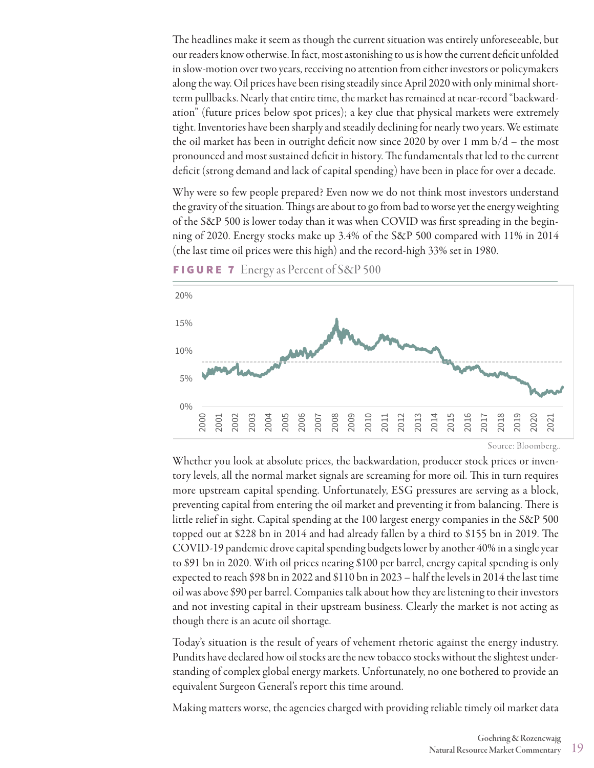The headlines make it seem as though the current situation was entirely unforeseeable, but our readers know otherwise. In fact, most astonishing to us is how the current deficit unfolded in slow-motion over two years, receiving no attention from either investors or policymakers along the way. Oil prices have been rising steadily since April 2020 with only minimal short-term pullbacks. Nearly that entire time, the market has remained at near-record "backwardation" (future prices below spot prices); a key clue that physical markets were extremely tight. Inventories have been sharply and steadily declining for nearly two years. We estimate the oil market has been in outright deficit now since 2020 by over 1 mm b/d – the most pronounced and most sustained deficit in history. The fundamentals that led to the current deficit (strong demand and lack of capital spending) have been in place for over a decade.

Why were so few people prepared? Even now we do not think most investors understand the gravity of the situation. Things are about to go from bad to worse yet the energy weighting of the S&P 500 is lower today than it was when COVID was first spreading in the beginning of 2020. Energy stocks make up 3.4% of the S&P 500 compared with 11% in 2014 (the last time oil prices were this high) and the record-high 33% set in 1980.

**FIGURE 7** Energy as Percent of S&P 500

20%
15%
10%
5%
0%
2000 2001 2002 2003 2004 2005 2006 2007 2008 2009 2010 2011 2012 2013 2014 2015 2016 2017 2018 2019 2020 2021

Source: Bloomberg..

Whether you look at absolute prices, the backwardation, producer stock prices or inventory levels, all the normal market signals are screaming for more oil. This in turn requires more upstream capital spending. Unfortunately, ESG pressures are serving as a block, preventing capital from entering the oil market and preventing it from balancing. There is little relief in sight. Capital spending at the 100 largest energy companies in the S&P 500 topped out at $228 bn in 2014 and had already fallen by a third to $155 bn in 2019. The COVID-19 pandemic drove capital spending budgets lower by another 40% in a single year to $91 bn in 2020. With oil prices nearing $100 per barrel, energy capital spending is only expected to reach $98 bn in 2022 and $110 bn in 2023 – half the levels in 2014 the last time oil was above $90 per barrel. Companies talk about how they are listening to their investors and not investing capital in their upstream business. Clearly the market is not acting as though there is an acute oil shortage.

Today's situation is the result of years of vehement rhetoric against the energy industry. Pundits have declared how oil stocks are the new tobacco stocks without the slightest understanding of complex global energy markets. Unfortunately, no one bothered to provide an equivalent Surgeon General's report this time around.

Making matters worse, the agencies charged with providing reliable timely oil market data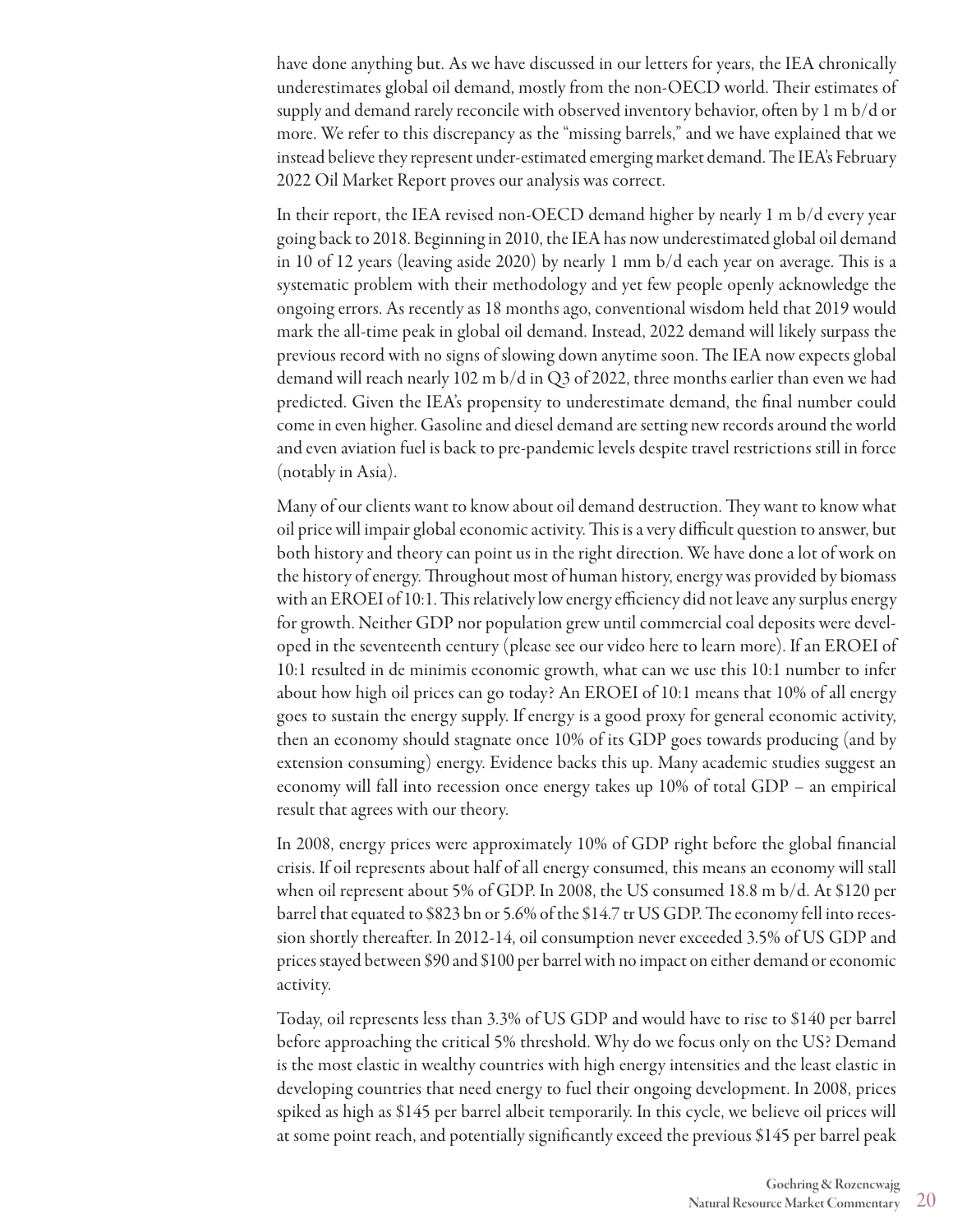have done anything but. As we have discussed in our letters for years, the IEA chronically underestimates global oil demand, mostly from the non-OECD world. Their estimates of supply and demand rarely reconcile with observed inventory behavior, often by 1 m b/d or more. We refer to this discrepancy as the "missing barrels," and we have explained that we instead believe they represent under-estimated emerging market demand. The IEA's February 2022 Oil Market Report proves our analysis was correct.

In their report, the IEA revised non-OECD demand higher by nearly 1 m b/d every year going back to 2018. Beginning in 2010, the IEA has now underestimated global oil demand in 10 of 12 years (leaving aside 2020) by nearly 1 mm b/d each year on average. This is a systematic problem with their methodology and yet few people openly acknowledge the ongoing errors. As recently as 18 months ago, conventional wisdom held that 2019 would mark the all-time peak in global oil demand. Instead, 2022 demand will likely surpass the previous record with no signs of slowing down anytime soon. The IEA now expects global demand will reach nearly 102 m b/d in Q3 of 2022, three months earlier than even we had predicted. Given the IEA's propensity to underestimate demand, the final number could come in even higher. Gasoline and diesel demand are setting new records around the world and even aviation fuel is back to pre-pandemic levels despite travel restrictions still in force (notably in Asia).

Many of our clients want to know about oil demand destruction. They want to know what oil price will impair global economic activity. This is a very difficult question to answer, but both history and theory can point us in the right direction. We have done a lot of work on the history of energy. Throughout most of human history, energy was provided by biomass with an EROEI of 10:1. This relatively low energy efficiency did not leave any surplus energy for growth. Neither GDP nor population grew until commercial coal deposits were developed in the seventeenth century (please see our video here to learn more). If an EROEI of 10:1 resulted in de minimis economic growth, what can we use this 10:1 number to infer about how high oil prices can go today? An EROEI of 10:1 means that 10% of all energy goes to sustain the energy supply. If energy is a good proxy for general economic activity, then an economy should stagnate once 10% of its GDP goes towards producing (and by extension consuming) energy. Evidence backs this up. Many academic studies suggest an economy will fall into recession once energy takes up 10% of total GDP – an empirical result that agrees with our theory.

In 2008, energy prices were approximately 10% of GDP right before the global financial crisis. If oil represents about half of all energy consumed, this means an economy will stall when oil represent about 5% of GDP. In 2008, the US consumed 18.8 m b/d. At $120 per barrel that equated to $823 bn or 5.6% of the $14.7 tr US GDP. The economy fell into recession shortly thereafter. In 2012-14, oil consumption never exceeded 3.5% of US GDP and prices stayed between $90 and $100 per barrel with no impact on either demand or economic activity.

Today, oil represents less than 3.3% of US GDP and would have to rise to $140 per barrel before approaching the critical 5% threshold. Why do we focus only on the US? Demand is the most elastic in wealthy countries with high energy intensities and the least elastic in developing countries that need energy to fuel their ongoing development. In 2008, prices spiked as high as $145 per barrel albeit temporarily. In this cycle, we believe oil prices will at some point reach, and potentially significantly exceed the previous $145 per barrel peak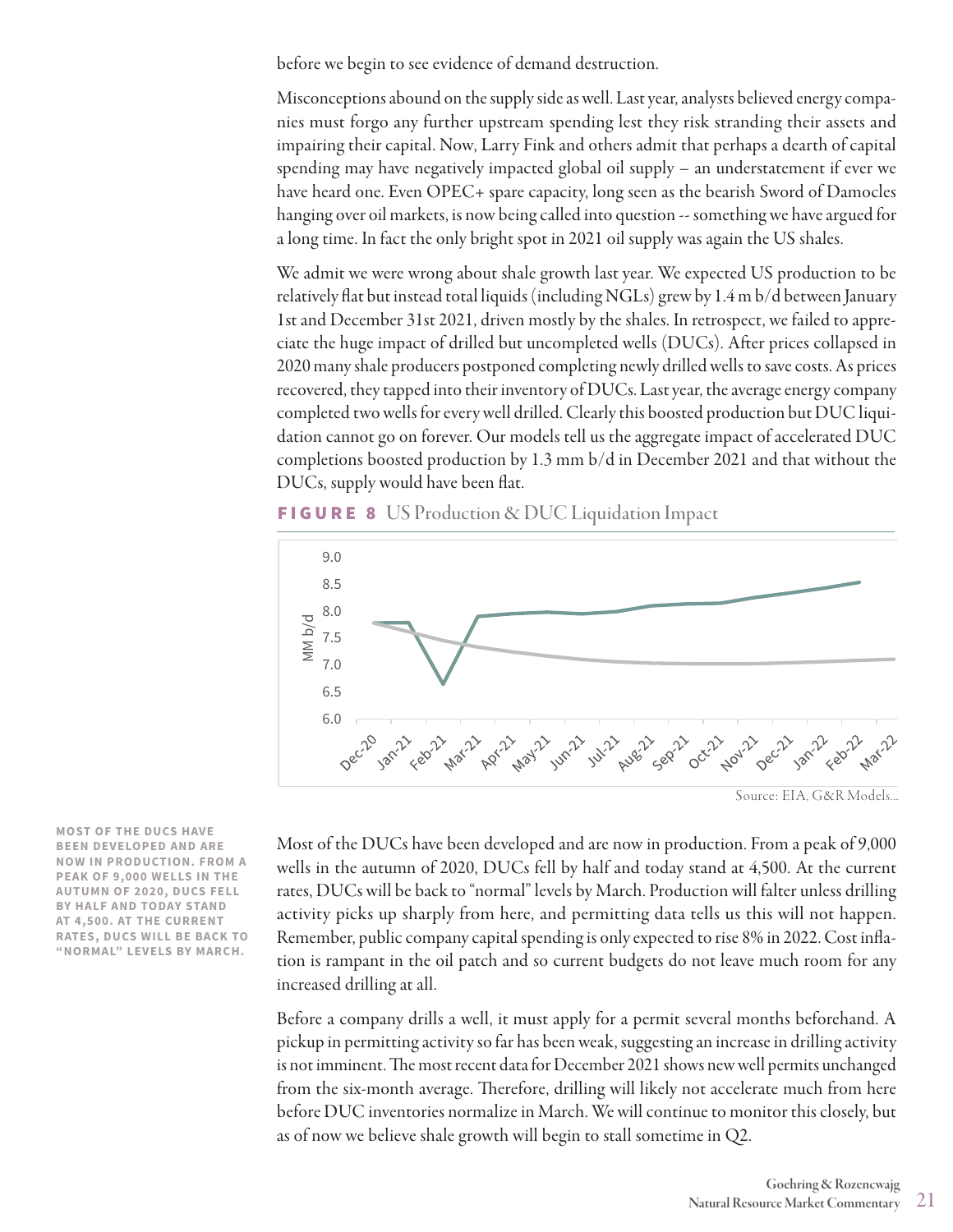before we begin to see evidence of demand destruction.

Misconceptions abound on the supply side as well. Last year, analysts believed energy companies must forgo any further upstream spending lest they risk stranding their assets and impairing their capital. Now, Larry Fink and others admit that perhaps a dearth of capital spending may have negatively impacted global oil supply – an understatement if ever we have heard one. Even OPEC+ spare capacity, long seen as the bearish Sword of Damocles hanging over oil markets, is now being called into question -- something we have argued for a long time. In fact the only bright spot in 2021 oil supply was again the US shales.

We admit we were wrong about shale growth last year. We expected US production to be relatively flat but instead total liquids (including NGLs) grew by 1.4 m b/d between January 1st and December 31st 2021, driven mostly by the shales. In retrospect, we failed to appreciate the huge impact of drilled but uncompleted wells (DUCs). After prices collapsed in 2020 many shale producers postponed completing newly drilled wells to save costs. As prices recovered, they tapped into their inventory of DUCs. Last year, the average energy company completed two wells for every well drilled. Clearly this boosted production but DUC liquidation cannot go on forever. Our models tell us the aggregate impact of accelerated DUC completions boosted production by 1.3 mm b/d in December 2021 and that without the DUCs, supply would have been flat.

**FIGURE 8** US Production & DUC Liquidation Impact

MM b/d
9.0
8.5
8.0
7.5
7.0
6.5
6.0
Dec-20 Jan-21 Feb-21 Mar-21 Apr-21 May-21 Jun-21 Jul-21 Aug-21 Sep-21 Oct-21 Nov-21 Dec-21 Jan-22 Feb-22 Mar-22

Source: EIA, G&R Models...

**MOST OF THE DUCS HAVE BEEN DEVELOPED AND ARE NOW IN PRODUCTION. FROM A PEAK OF 9,000 WELLS IN THE AUTUMN OF 2020, DUCS FELL BY HALF AND TODAY STAND AT 4,500. AT THE CURRENT RATES, DUCS WILL BE BACK TO "NORMAL" LEVELS BY MARCH.**

Most of the DUCs have been developed and are now in production. From a peak of 9,000 wells in the autumn of 2020, DUCs fell by half and today stand at 4,500. At the current rates, DUCs will be back to "normal" levels by March. Production will falter unless drilling activity picks up sharply from here, and permitting data tells us this will not happen. Remember, public company capital spending is only expected to rise 8% in 2022. Cost inflation is rampant in the oil patch and so current budgets do not leave much room for any increased drilling at all.

Before a company drills a well, it must apply for a permit several months beforehand. A pickup in permitting activity so far has been weak, suggesting an increase in drilling activity is not imminent. The most recent data for December 2021 shows new well permits unchanged from the six-month average. Therefore, drilling will likely not accelerate much from here before DUC inventories normalize in March. We will continue to monitor this closely, but as of now we believe shale growth will begin to stall sometime in Q2.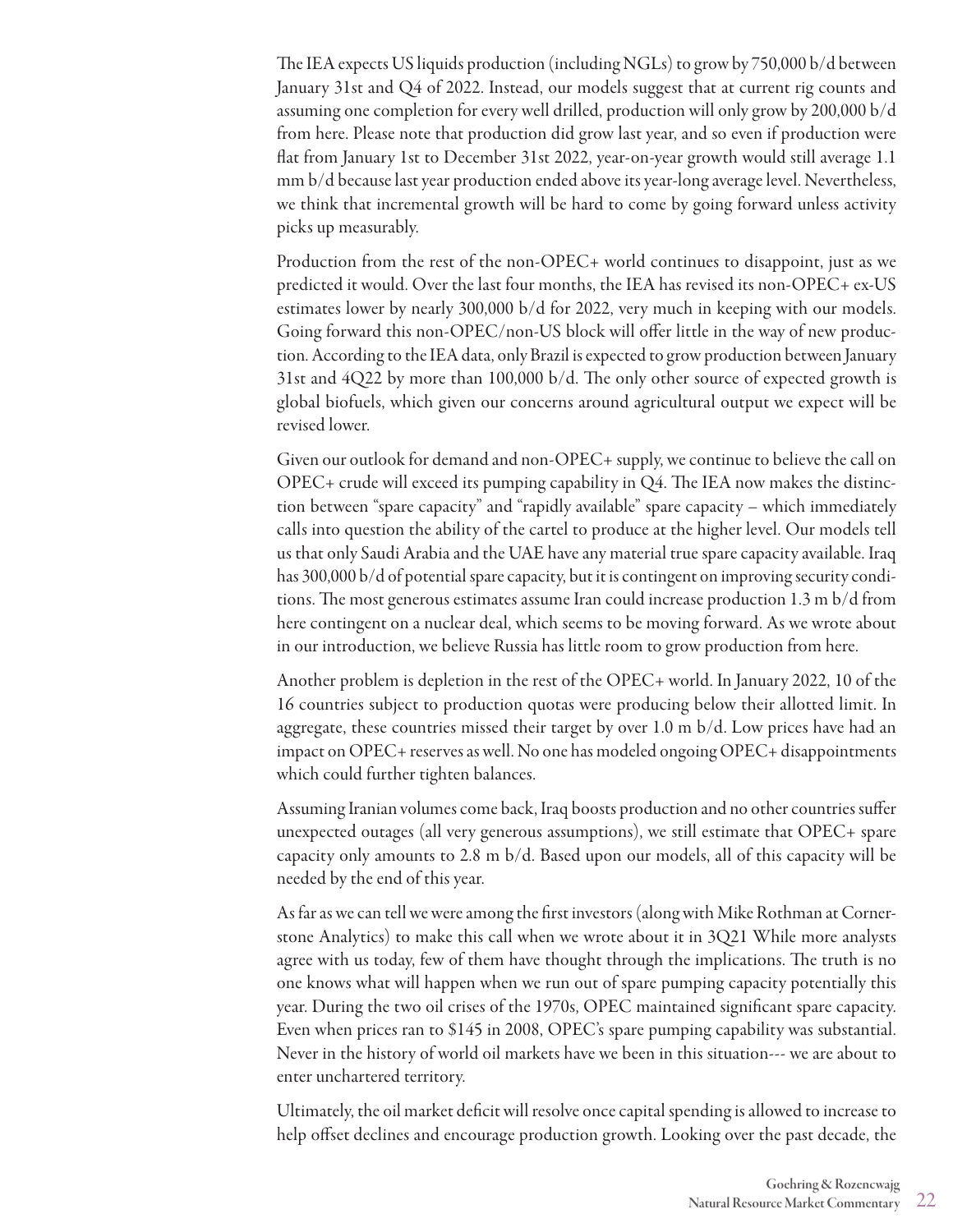The IEA expects US liquids production (including NGLs) to grow by 750,000 b/d between January 31st and Q4 of 2022. Instead, our models suggest that at current rig counts and assuming one completion for every well drilled, production will only grow by 200,000 b/d from here. Please note that production did grow last year, and so even if production were flat from January 1st to December 31st 2022, year-on-year growth would still average 1.1 mm b/d because last year production ended above its year-long average level. Nevertheless, we think that incremental growth will be hard to come by going forward unless activity picks up measurably.

Production from the rest of the non-OPEC+ world continues to disappoint, just as we predicted it would. Over the last four months, the IEA has revised its non-OPEC+ ex-US estimates lower by nearly 300,000 b/d for 2022, very much in keeping with our models. Going forward this non-OPEC/non-US block will offer little in the way of new production. According to the IEA data, only Brazil is expected to grow production between January 31st and 4Q22 by more than 100,000 b/d. The only other source of expected growth is global biofuels, which given our concerns around agricultural output we expect will be revised lower.

Given our outlook for demand and non-OPEC+ supply, we continue to believe the call on OPEC+ crude will exceed its pumping capability in Q4. The IEA now makes the distinction between "spare capacity" and "rapidly available" spare capacity – which immediately calls into question the ability of the cartel to produce at the higher level. Our models tell us that only Saudi Arabia and the UAE have any material true spare capacity available. Iraq has 300,000 b/d of potential spare capacity, but it is contingent on improving security conditions. The most generous estimates assume Iran could increase production 1.3 m b/d from here contingent on a nuclear deal, which seems to be moving forward. As we wrote about in our introduction, we believe Russia has little room to grow production from here.

Another problem is depletion in the rest of the OPEC+ world. In January 2022, 10 of the 16 countries subject to production quotas were producing below their allotted limit. In aggregate, these countries missed their target by over 1.0 m b/d. Low prices have had an impact on OPEC+ reserves as well. No one has modeled ongoing OPEC+ disappointments which could further tighten balances.

Assuming Iranian volumes come back, Iraq boosts production and no other countries suffer unexpected outages (all very generous assumptions), we still estimate that OPEC+ spare capacity only amounts to 2.8 m b/d. Based upon our models, all of this capacity will be needed by the end of this year.

As far as we can tell we were among the first investors (along with Mike Rothman at Cornerstone Analytics) to make this call when we wrote about it in 3Q21 While more analysts agree with us today, few of them have thought through the implications. The truth is no one knows what will happen when we run out of spare pumping capacity potentially this year. During the two oil crises of the 1970s, OPEC maintained significant spare capacity. Even when prices ran to $145 in 2008, OPEC's spare pumping capability was substantial. Never in the history of world oil markets have we been in this situation--- we are about to enter unchartered territory.

Ultimately, the oil market deficit will resolve once capital spending is allowed to increase to help offset declines and encourage production growth. Looking over the past decade, the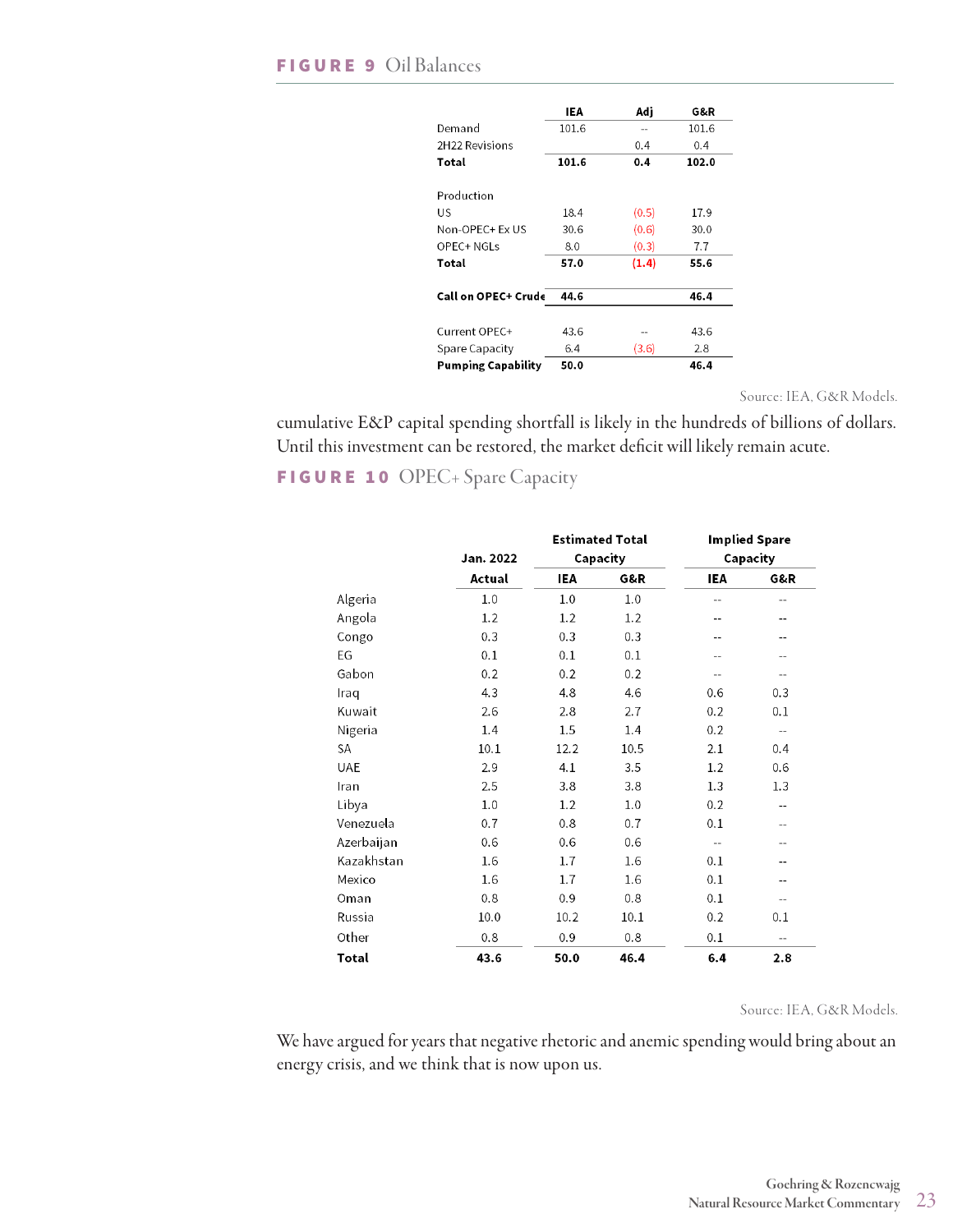**FIGURE 9** Oil Balances

| | IEA | Adj | G&R |
|---|---|---|---|
| Demand | 101.6 | -- | 101.6 |
| 2H22 Revisions | | 0.4 | 0.4 |
| **Total** | **101.6** | **0.4** | **102.0** |
| | | | |
| Production | | | |
| US | 18.4 | (0.5) | 17.9 |
| Non-OPEC+ Ex US | 30.6 | (0.6) | 30.0 |
| OPEC+ NGLs | 8.0 | (0.3) | 7.7 |
| **Total** | **57.0** | **(1.4)** | **55.6** |
| | | | |
| **Call on OPEC+ Crude** | **44.6** | | **46.4** |
| | | | |
| Current OPEC+ | 43.6 | -- | 43.6 |
| Spare Capacity | 6.4 | (3.6) | 2.8 |
| **Pumping Capability** | **50.0** | | **46.4** |

Source: IEA, G&R Models.

cumulative E&P capital spending shortfall is likely in the hundreds of billions of dollars. Until this investment can be restored, the market deficit will likely remain acute.

**FIGURE 10** OPEC+ Spare Capacity

| | Jan. 2022 | Estimated Total Capacity | | Implied Spare Capacity | |
|---|---|---|---|---|---|
| | **Actual** | **IEA** | **G&R** | **IEA** | **G&R** |
| Algeria | 1.0 | 1.0 | 1.0 | -- | -- |
| Angola | 1.2 | 1.2 | 1.2 | -- | -- |
| Congo | 0.3 | 0.3 | 0.3 | -- | -- |
| EG | 0.1 | 0.1 | 0.1 | -- | -- |
| Gabon | 0.2 | 0.2 | 0.2 | -- | -- |
| Iraq | 4.3 | 4.8 | 4.6 | 0.6 | 0.3 |
| Kuwait | 2.6 | 2.8 | 2.7 | 0.2 | 0.1 |
| Nigeria | 1.4 | 1.5 | 1.4 | 0.2 | -- |
| SA | 10.1 | 12.2 | 10.5 | 2.1 | 0.4 |
| UAE | 2.9 | 4.1 | 3.5 | 1.2 | 0.6 |
| Iran | 2.5 | 3.8 | 3.8 | 1.3 | 1.3 |
| Libya | 1.0 | 1.2 | 1.0 | 0.2 | -- |
| Venezuela | 0.7 | 0.8 | 0.7 | 0.1 | -- |
| Azerbaijan | 0.6 | 0.6 | 0.6 | -- | -- |
| Kazakhstan | 1.6 | 1.7 | 1.6 | 0.1 | -- |
| Mexico | 1.6 | 1.7 | 1.6 | 0.1 | -- |
| Oman | 0.8 | 0.9 | 0.8 | 0.1 | -- |
| Russia | 10.0 | 10.2 | 10.1 | 0.2 | 0.1 |
| Other | 0.8 | 0.9 | 0.8 | 0.1 | -- |
| **Total** | **43.6** | **50.0** | **46.4** | **6.4** | **2.8** |

Source: IEA, G&R Models.

We have argued for years that negative rhetoric and anemic spending would bring about an energy crisis, and we think that is now upon us.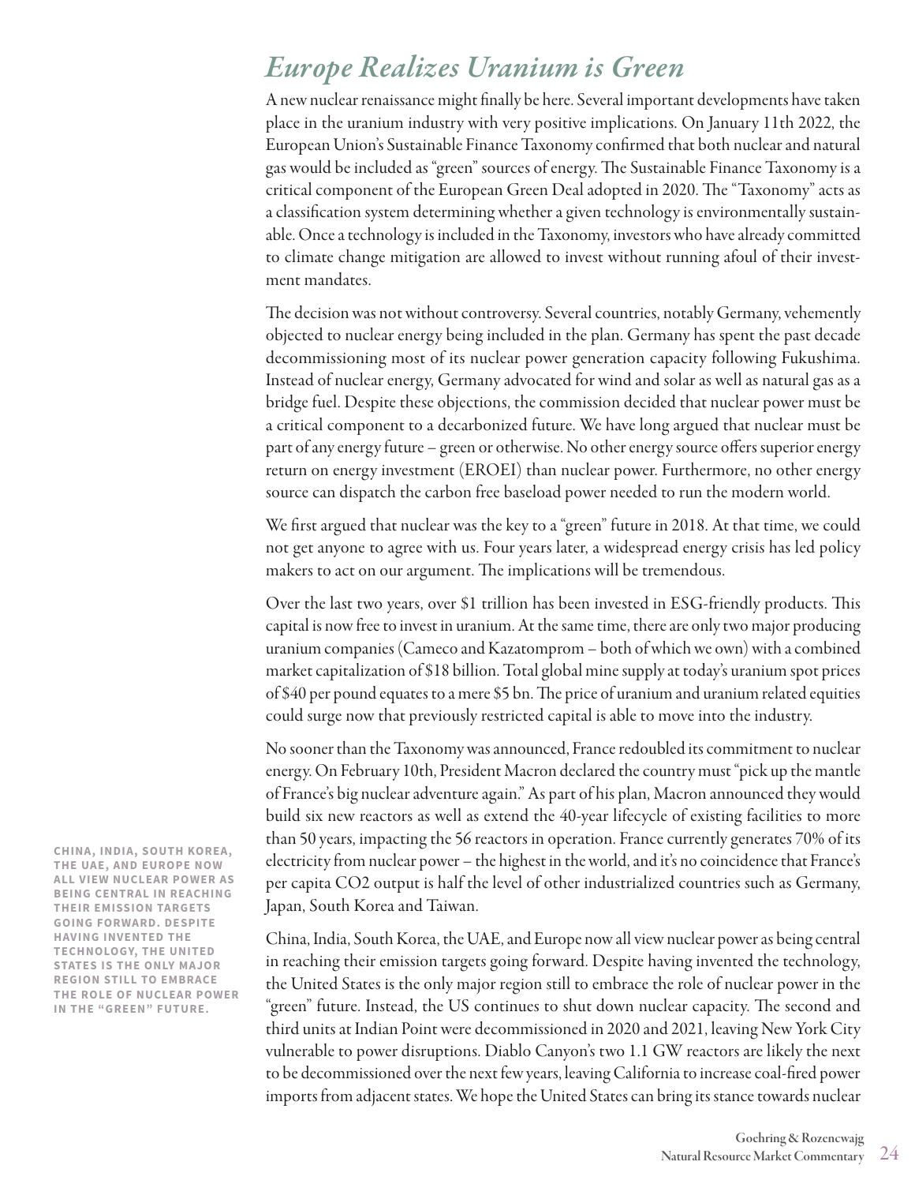## *Europe Realizes Uranium is Green*

A new nuclear renaissance might finally be here. Several important developments have taken place in the uranium industry with very positive implications. On January 11th 2022, the European Union's Sustainable Finance Taxonomy confirmed that both nuclear and natural gas would be included as "green" sources of energy. The Sustainable Finance Taxonomy is a critical component of the European Green Deal adopted in 2020. The "Taxonomy" acts as a classification system determining whether a given technology is environmentally sustainable. Once a technology is included in the Taxonomy, investors who have already committed to climate change mitigation are allowed to invest without running afoul of their investment mandates.

The decision was not without controversy. Several countries, notably Germany, vehemently objected to nuclear energy being included in the plan. Germany has spent the past decade decommissioning most of its nuclear power generation capacity following Fukushima. Instead of nuclear energy, Germany advocated for wind and solar as well as natural gas as a bridge fuel. Despite these objections, the commission decided that nuclear power must be a critical component to a decarbonized future. We have long argued that nuclear must be part of any energy future – green or otherwise. No other energy source offers superior energy return on energy investment (EROEI) than nuclear power. Furthermore, no other energy source can dispatch the carbon free baseload power needed to run the modern world.

We first argued that nuclear was the key to a "green" future in 2018. At that time, we could not get anyone to agree with us. Four years later, a widespread energy crisis has led policy makers to act on our argument. The implications will be tremendous.

Over the last two years, over $1 trillion has been invested in ESG-friendly products. This capital is now free to invest in uranium. At the same time, there are only two major producing uranium companies (Cameco and Kazatomprom – both of which we own) with a combined market capitalization of $18 billion. Total global mine supply at today's uranium spot prices of $40 per pound equates to a mere $5 bn. The price of uranium and uranium related equities could surge now that previously restricted capital is able to move into the industry.

No sooner than the Taxonomy was announced, France redoubled its commitment to nuclear energy. On February 10th, President Macron declared the country must "pick up the mantle of France's big nuclear adventure again." As part of his plan, Macron announced they would build six new reactors as well as extend the 40-year lifecycle of existing facilities to more than 50 years, impacting the 56 reactors in operation. France currently generates 70% of its electricity from nuclear power – the highest in the world, and it's no coincidence that France's per capita $CO_2$ output is half the level of other industrialized countries such as Germany, Japan, South Korea and Taiwan.

**CHINA, INDIA, SOUTH KOREA, THE UAE, AND EUROPE NOW ALL VIEW NUCLEAR POWER AS BEING CENTRAL IN REACHING THEIR EMISSION TARGETS GOING FORWARD. DESPITE HAVING INVENTED THE TECHNOLOGY, THE UNITED STATES IS THE ONLY MAJOR REGION STILL TO EMBRACE THE ROLE OF NUCLEAR POWER IN THE "GREEN" FUTURE.**

China, India, South Korea, the UAE, and Europe now all view nuclear power as being central in reaching their emission targets going forward. Despite having invented the technology, the United States is the only major region still to embrace the role of nuclear power in the "green" future. Instead, the US continues to shut down nuclear capacity. The second and third units at Indian Point were decommissioned in 2020 and 2021, leaving New York City vulnerable to power disruptions. Diablo Canyon's two 1.1 GW reactors are likely the next to be decommissioned over the next few years, leaving California to increase coal-fired power imports from adjacent states. We hope the United States can bring its stance towards nuclear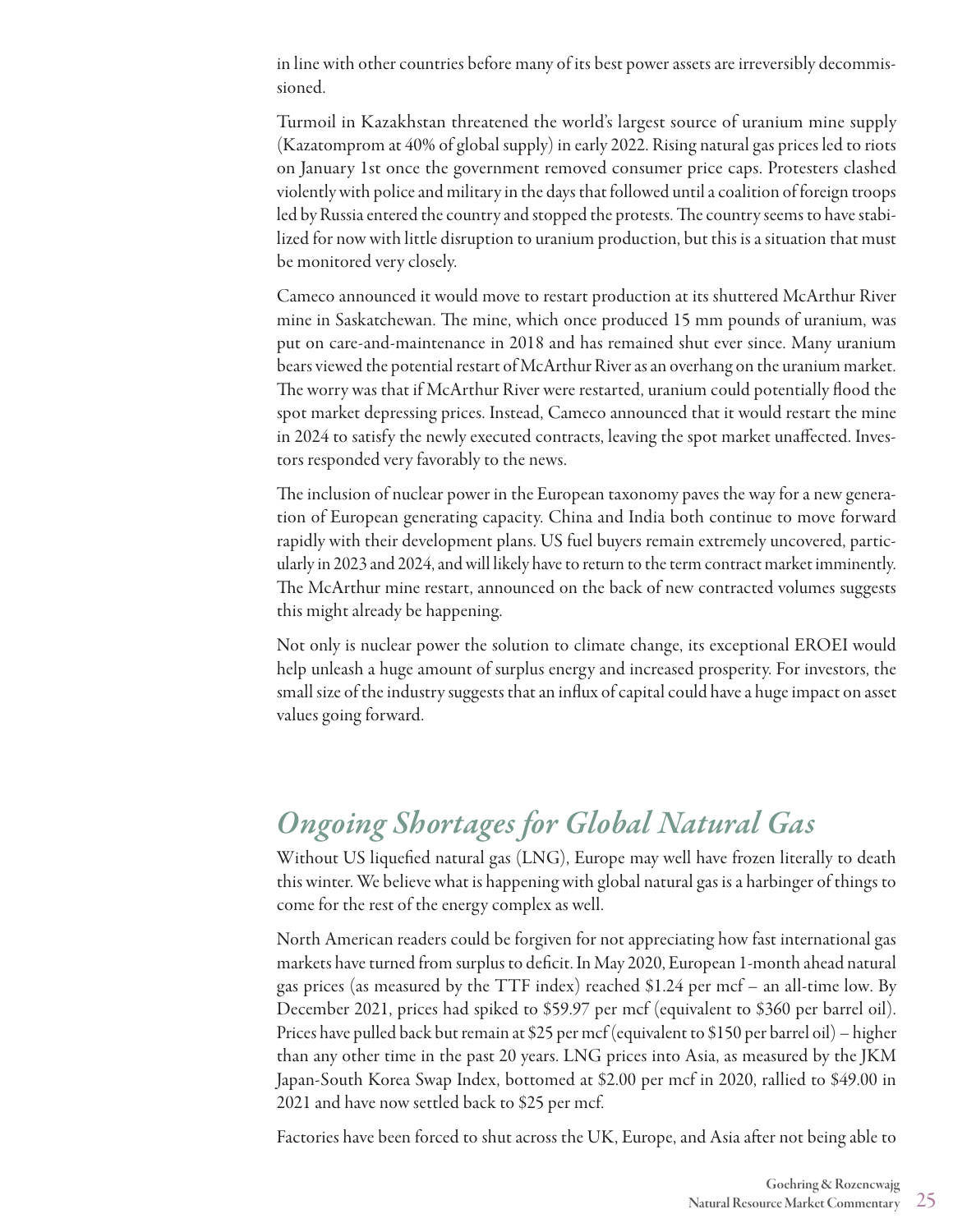in line with other countries before many of its best power assets are irreversibly decommissioned.

Turmoil in Kazakhstan threatened the world's largest source of uranium mine supply (Kazatomprom at 40% of global supply) in early 2022. Rising natural gas prices led to riots on January 1st once the government removed consumer price caps. Protesters clashed violently with police and military in the days that followed until a coalition of foreign troops led by Russia entered the country and stopped the protests. The country seems to have stabilized for now with little disruption to uranium production, but this is a situation that must be monitored very closely.

Cameco announced it would move to restart production at its shuttered McArthur River mine in Saskatchewan. The mine, which once produced 15 mm pounds of uranium, was put on care-and-maintenance in 2018 and has remained shut ever since. Many uranium bears viewed the potential restart of McArthur River as an overhang on the uranium market. The worry was that if McArthur River were restarted, uranium could potentially flood the spot market depressing prices. Instead, Cameco announced that it would restart the mine in 2024 to satisfy the newly executed contracts, leaving the spot market unaffected. Investors responded very favorably to the news.

The inclusion of nuclear power in the European taxonomy paves the way for a new generation of European generating capacity. China and India both continue to move forward rapidly with their development plans. US fuel buyers remain extremely uncovered, particularly in 2023 and 2024, and will likely have to return to the term contract market imminently. The McArthur mine restart, announced on the back of new contracted volumes suggests this might already be happening.

Not only is nuclear power the solution to climate change, its exceptional EROEI would help unleash a huge amount of surplus energy and increased prosperity. For investors, the small size of the industry suggests that an influx of capital could have a huge impact on asset values going forward.

## *Ongoing Shortages for Global Natural Gas*

Without US liquefied natural gas (LNG), Europe may well have frozen literally to death this winter. We believe what is happening with global natural gas is a harbinger of things to come for the rest of the energy complex as well.

North American readers could be forgiven for not appreciating how fast international gas markets have turned from surplus to deficit. In May 2020, European 1-month ahead natural gas prices (as measured by the TTF index) reached $1.24 per mcf – an all-time low. By December 2021, prices had spiked to $59.97 per mcf (equivalent to $360 per barrel oil). Prices have pulled back but remain at $25 per mcf (equivalent to $150 per barrel oil) – higher than any other time in the past 20 years. LNG prices into Asia, as measured by the JKM Japan-South Korea Swap Index, bottomed at $2.00 per mcf in 2020, rallied to $49.00 in 2021 and have now settled back to $25 per mcf.

Factories have been forced to shut across the UK, Europe, and Asia after not being able to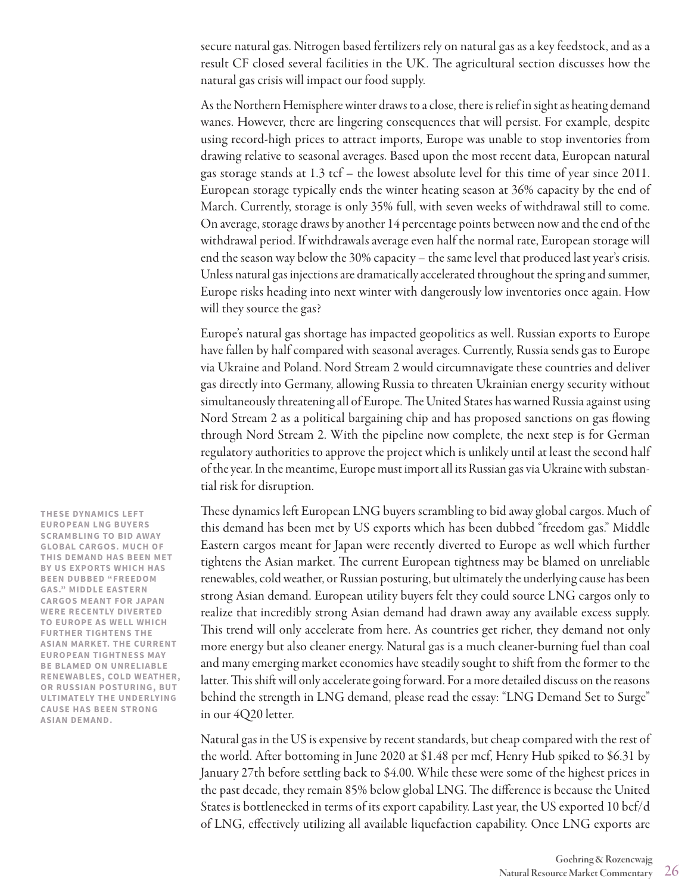secure natural gas. Nitrogen based fertilizers rely on natural gas as a key feedstock, and as a result CF closed several facilities in the UK. The agricultural section discusses how the natural gas crisis will impact our food supply.

As the Northern Hemisphere winter draws to a close, there is relief in sight as heating demand wanes. However, there are lingering consequences that will persist. For example, despite using record-high prices to attract imports, Europe was unable to stop inventories from drawing relative to seasonal averages. Based upon the most recent data, European natural gas storage stands at 1.3 tcf – the lowest absolute level for this time of year since 2011. European storage typically ends the winter heating season at 36% capacity by the end of March. Currently, storage is only 35% full, with seven weeks of withdrawal still to come. On average, storage draws by another 14 percentage points between now and the end of the withdrawal period. If withdrawals average even half the normal rate, European storage will end the season way below the 30% capacity – the same level that produced last year's crisis. Unless natural gas injections are dramatically accelerated throughout the spring and summer, Europe risks heading into next winter with dangerously low inventories once again. How will they source the gas?

Europe's natural gas shortage has impacted geopolitics as well. Russian exports to Europe have fallen by half compared with seasonal averages. Currently, Russia sends gas to Europe via Ukraine and Poland. Nord Stream 2 would circumnavigate these countries and deliver gas directly into Germany, allowing Russia to threaten Ukrainian energy security without simultaneously threatening all of Europe. The United States has warned Russia against using Nord Stream 2 as a political bargaining chip and has proposed sanctions on gas flowing through Nord Stream 2. With the pipeline now complete, the next step is for German regulatory authorities to approve the project which is unlikely until at least the second half of the year. In the meantime, Europe must import all its Russian gas via Ukraine with substantial risk for disruption.

**THESE DYNAMICS LEFT EUROPEAN LNG BUYERS SCRAMBLING TO BID AWAY GLOBAL CARGOS. MUCH OF THIS DEMAND HAS BEEN MET BY US EXPORTS WHICH HAS BEEN DUBBED "FREEDOM GAS." MIDDLE EASTERN CARGOS MEANT FOR JAPAN WERE RECENTLY DIVERTED TO EUROPE AS WELL WHICH FURTHER TIGHTENS THE ASIAN MARKET. THE CURRENT EUROPEAN TIGHTNESS MAY BE BLAMED ON UNRELIABLE RENEWABLES, COLD WEATHER, OR RUSSIAN POSTURING, BUT ULTIMATELY THE UNDERLYING CAUSE HAS BEEN STRONG ASIAN DEMAND.**

These dynamics left European LNG buyers scrambling to bid away global cargos. Much of this demand has been met by US exports which has been dubbed "freedom gas." Middle Eastern cargos meant for Japan were recently diverted to Europe as well which further tightens the Asian market. The current European tightness may be blamed on unreliable renewables, cold weather, or Russian posturing, but ultimately the underlying cause has been strong Asian demand. European utility buyers felt they could source LNG cargos only to realize that incredibly strong Asian demand had drawn away any available excess supply. This trend will only accelerate from here. As countries get richer, they demand not only more energy but also cleaner energy. Natural gas is a much cleaner-burning fuel than coal and many emerging market economies have steadily sought to shift from the former to the latter. This shift will only accelerate going forward. For a more detailed discuss on the reasons behind the strength in LNG demand, please read the essay: "LNG Demand Set to Surge" in our 4Q20 letter.

Natural gas in the US is expensive by recent standards, but cheap compared with the rest of the world. After bottoming in June 2020 at $1.48 per mcf, Henry Hub spiked to $6.31 by January 27th before settling back to $4.00. While these were some of the highest prices in the past decade, they remain 85% below global LNG. The difference is because the United States is bottlenecked in terms of its export capability. Last year, the US exported 10 bcf/d of LNG, effectively utilizing all available liquefaction capability. Once LNG exports are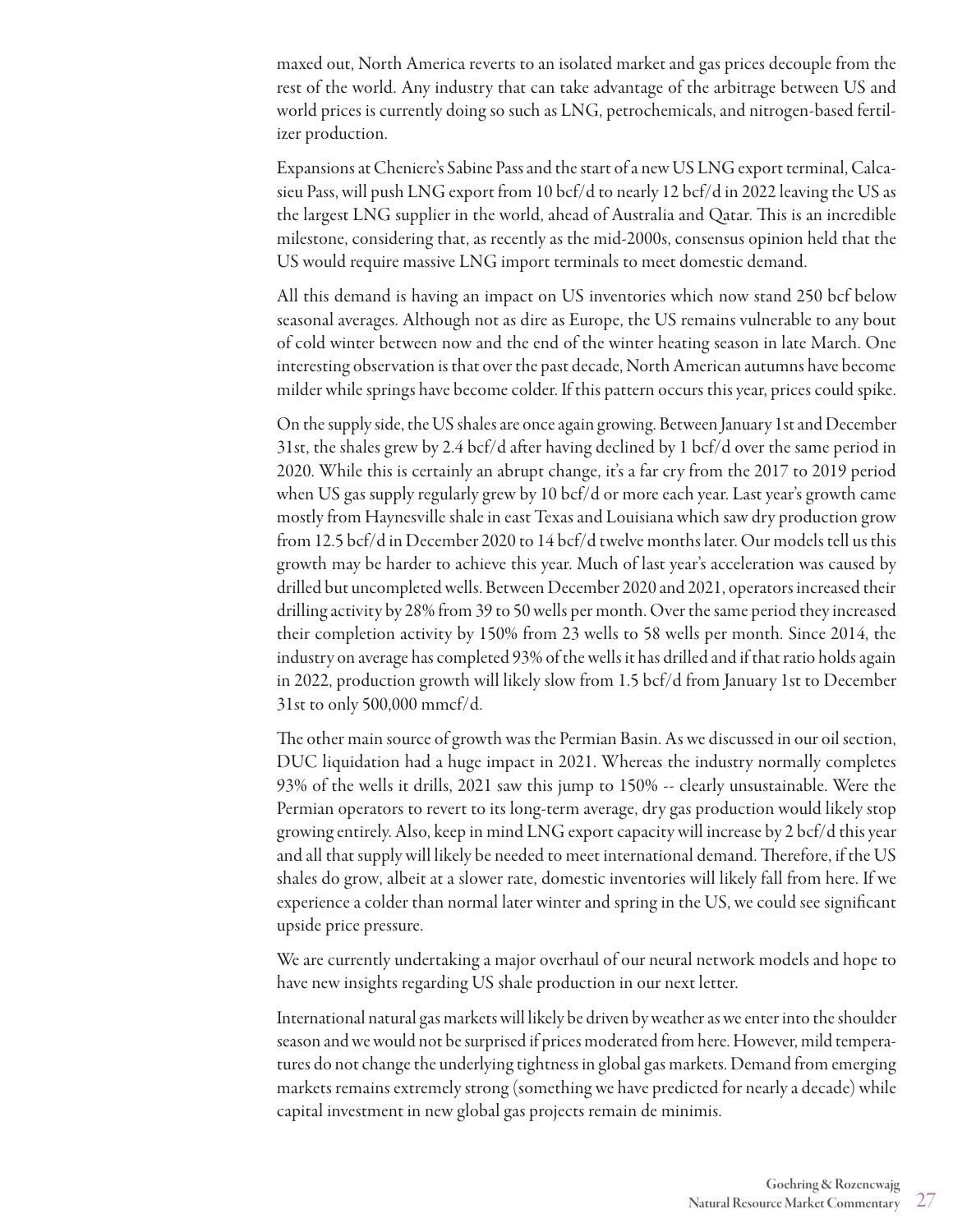maxed out, North America reverts to an isolated market and gas prices decouple from the rest of the world. Any industry that can take advantage of the arbitrage between US and world prices is currently doing so such as LNG, petrochemicals, and nitrogen-based fertilizer production.

Expansions at Cheniere's Sabine Pass and the start of a new US LNG export terminal, Calcasieu Pass, will push LNG export from 10 bcf/d to nearly 12 bcf/d in 2022 leaving the US as the largest LNG supplier in the world, ahead of Australia and Qatar. This is an incredible milestone, considering that, as recently as the mid-2000s, consensus opinion held that the US would require massive LNG import terminals to meet domestic demand.

All this demand is having an impact on US inventories which now stand 250 bcf below seasonal averages. Although not as dire as Europe, the US remains vulnerable to any bout of cold winter between now and the end of the winter heating season in late March. One interesting observation is that over the past decade, North American autumns have become milder while springs have become colder. If this pattern occurs this year, prices could spike.

On the supply side, the US shales are once again growing. Between January 1st and December 31st, the shales grew by 2.4 bcf/d after having declined by 1 bcf/d over the same period in 2020. While this is certainly an abrupt change, it's a far cry from the 2017 to 2019 period when US gas supply regularly grew by 10 bcf/d or more each year. Last year's growth came mostly from Haynesville shale in east Texas and Louisiana which saw dry production grow from 12.5 bcf/d in December 2020 to 14 bcf/d twelve months later. Our models tell us this growth may be harder to achieve this year. Much of last year's acceleration was caused by drilled but uncompleted wells. Between December 2020 and 2021, operators increased their drilling activity by 28% from 39 to 50 wells per month. Over the same period they increased their completion activity by 150% from 23 wells to 58 wells per month. Since 2014, the industry on average has completed 93% of the wells it has drilled and if that ratio holds again in 2022, production growth will likely slow from 1.5 bcf/d from January 1st to December 31st to only 500,000 mmcf/d.

The other main source of growth was the Permian Basin. As we discussed in our oil section, DUC liquidation had a huge impact in 2021. Whereas the industry normally completes 93% of the wells it drills, 2021 saw this jump to 150% -- clearly unsustainable. Were the Permian operators to revert to its long-term average, dry gas production would likely stop growing entirely. Also, keep in mind LNG export capacity will increase by 2 bcf/d this year and all that supply will likely be needed to meet international demand. Therefore, if the US shales do grow, albeit at a slower rate, domestic inventories will likely fall from here. If we experience a colder than normal later winter and spring in the US, we could see significant upside price pressure.

We are currently undertaking a major overhaul of our neural network models and hope to have new insights regarding US shale production in our next letter.

International natural gas markets will likely be driven by weather as we enter into the shoulder season and we would not be surprised if prices moderated from here. However, mild temperatures do not change the underlying tightness in global gas markets. Demand from emerging markets remains extremely strong (something we have predicted for nearly a decade) while capital investment in new global gas projects remain de minimis.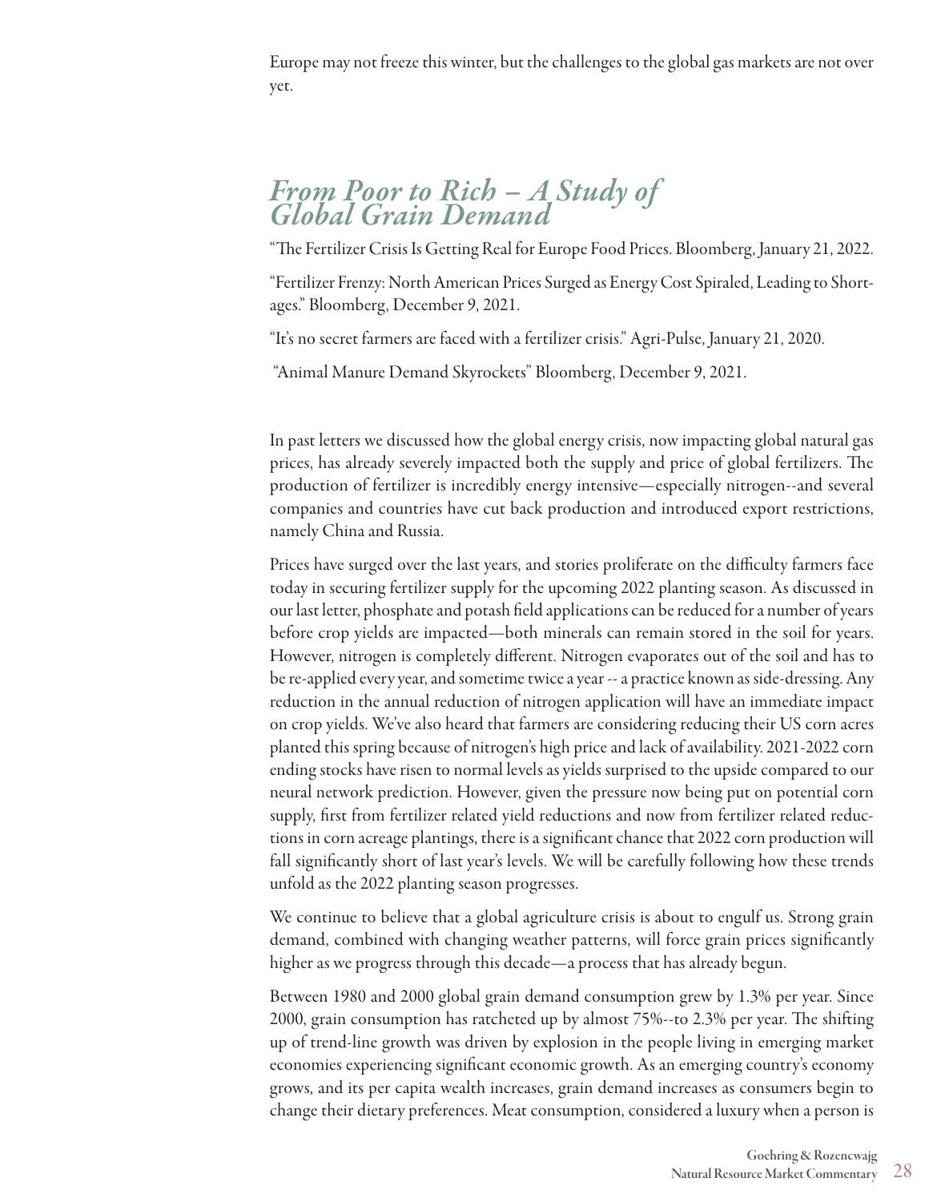Europe may not freeze this winter, but the challenges to the global gas markets are not over yet.

## *From Poor to Rich – A Study of Global Grain Demand*

"The Fertilizer Crisis Is Getting Real for Europe Food Prices. Bloomberg, January 21, 2022.

"Fertilizer Frenzy: North American Prices Surged as Energy Cost Spiraled, Leading to Shortages." Bloomberg, December 9, 2021.

"It's no secret farmers are faced with a fertilizer crisis." Agri-Pulse, January 21, 2020.

"Animal Manure Demand Skyrockets" Bloomberg, December 9, 2021.

In past letters we discussed how the global energy crisis, now impacting global natural gas prices, has already severely impacted both the supply and price of global fertilizers. The production of fertilizer is incredibly energy intensive—especially nitrogen--and several companies and countries have cut back production and introduced export restrictions, namely China and Russia.

Prices have surged over the last years, and stories proliferate on the difficulty farmers face today in securing fertilizer supply for the upcoming 2022 planting season. As discussed in our last letter, phosphate and potash field applications can be reduced for a number of years before crop yields are impacted—both minerals can remain stored in the soil for years. However, nitrogen is completely different. Nitrogen evaporates out of the soil and has to be re-applied every year, and sometime twice a year -- a practice known as side-dressing. Any reduction in the annual reduction of nitrogen application will have an immediate impact on crop yields. We've also heard that farmers are considering reducing their US corn acres planted this spring because of nitrogen's high price and lack of availability. 2021-2022 corn ending stocks have risen to normal levels as yields surprised to the upside compared to our neural network prediction. However, given the pressure now being put on potential corn supply, first from fertilizer related yield reductions and now from fertilizer related reductions in corn acreage plantings, there is a significant chance that 2022 corn production will fall significantly short of last year's levels. We will be carefully following how these trends unfold as the 2022 planting season progresses.

We continue to believe that a global agriculture crisis is about to engulf us. Strong grain demand, combined with changing weather patterns, will force grain prices significantly higher as we progress through this decade—a process that has already begun.

Between 1980 and 2000 global grain demand consumption grew by 1.3% per year. Since 2000, grain consumption has ratcheted up by almost 75%--to 2.3% per year. The shifting up of trend-line growth was driven by explosion in the people living in emerging market economies experiencing significant economic growth. As an emerging country's economy grows, and its per capita wealth increases, grain demand increases as consumers begin to change their dietary preferences. Meat consumption, considered a luxury when a person is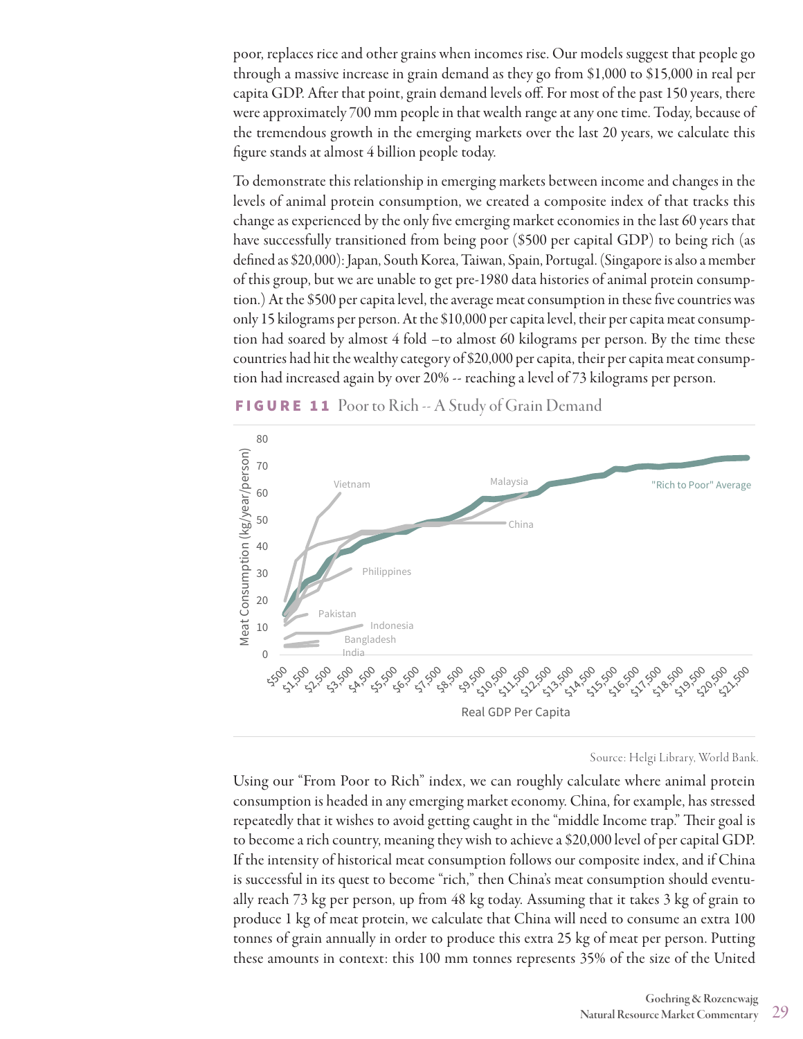poor, replaces rice and other grains when incomes rise. Our models suggest that people go through a massive increase in grain demand as they go from $1,000 to $15,000 in real per capita GDP. After that point, grain demand levels off. For most of the past 150 years, there were approximately 700 mm people in that wealth range at any one time. Today, because of the tremendous growth in the emerging markets over the last 20 years, we calculate this figure stands at almost 4 billion people today.

To demonstrate this relationship in emerging markets between income and changes in the levels of animal protein consumption, we created a composite index of that tracks this change as experienced by the only five emerging market economies in the last 60 years that have successfully transitioned from being poor ($500 per capital GDP) to being rich (as defined as $20,000): Japan, South Korea, Taiwan, Spain, Portugal. (Singapore is also a member of this group, but we are unable to get pre-1980 data histories of animal protein consumption.) At the $500 per capita level, the average meat consumption in these five countries was only 15 kilograms per person. At the $10,000 per capita level, their per capita meat consumption had soared by almost 4 fold –to almost 60 kilograms per person. By the time these countries had hit the wealthy category of $20,000 per capita, their per capita meat consumption had increased again by over 20% -- reaching a level of 73 kilograms per person.

**FIGURE 11** Poor to Rich -- A Study of Grain Demand

Meat Consumption (kg/year/person)

0
10
20
30
40
50
60
70
80

Vietnam
Malaysia
"Rich to Poor" Average
China
Philippines
Pakistan
Indonesia
Bangladesh
India

$500 $1,500 $2,500 $3,500 $4,500 $5,500 $6,500 $7,500 $8,500 $9,500 $10,500 $11,500 $12,500 $13,500 $14,500 $15,500 $16,500 $17,500 $18,500 $19,500 $20,500 $21,500

Real GDP Per Capita

Source: Helgi Library, World Bank.

Using our "From Poor to Rich" index, we can roughly calculate where animal protein consumption is headed in any emerging market economy. China, for example, has stressed repeatedly that it wishes to avoid getting caught in the "middle Income trap." Their goal is to become a rich country, meaning they wish to achieve a $20,000 level of per capital GDP. If the intensity of historical meat consumption follows our composite index, and if China is successful in its quest to become "rich," then China's meat consumption should eventually reach 73 kg per person, up from 48 kg today. Assuming that it takes 3 kg of grain to produce 1 kg of meat protein, we calculate that China will need to consume an extra 100 tonnes of grain annually in order to produce this extra 25 kg of meat per person. Putting these amounts in context: this 100 mm tonnes represents 35% of the size of the United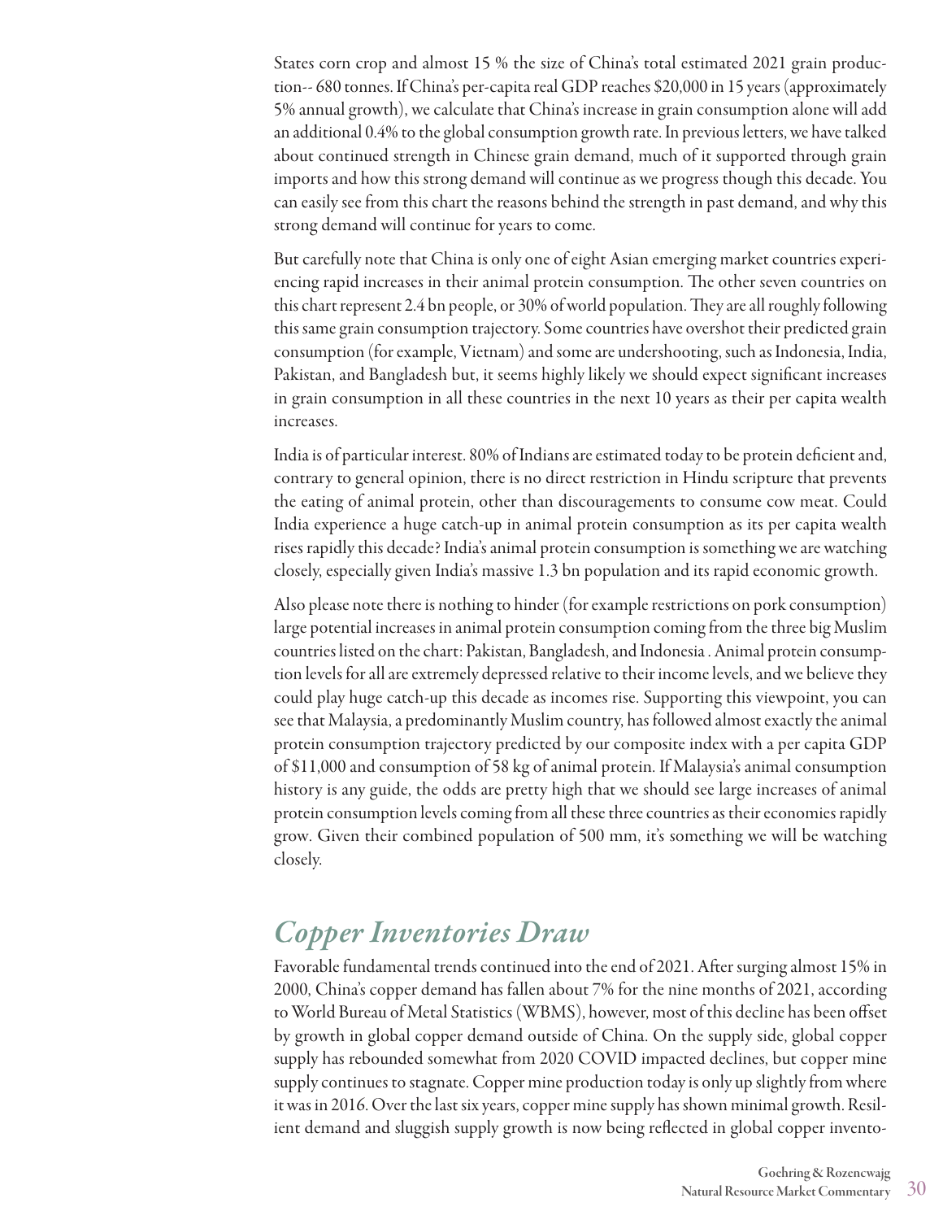States corn crop and almost 15 % the size of China's total estimated 2021 grain production-- 680 tonnes. If China's per-capita real GDP reaches $20,000 in 15 years (approximately 5% annual growth), we calculate that China's increase in grain consumption alone will add an additional 0.4% to the global consumption growth rate. In previous letters, we have talked about continued strength in Chinese grain demand, much of it supported through grain imports and how this strong demand will continue as we progress though this decade. You can easily see from this chart the reasons behind the strength in past demand, and why this strong demand will continue for years to come.

But carefully note that China is only one of eight Asian emerging market countries experiencing rapid increases in their animal protein consumption. The other seven countries on this chart represent 2.4 bn people, or 30% of world population. They are all roughly following this same grain consumption trajectory. Some countries have overshot their predicted grain consumption (for example, Vietnam) and some are undershooting, such as Indonesia, India, Pakistan, and Bangladesh but, it seems highly likely we should expect significant increases in grain consumption in all these countries in the next 10 years as their per capita wealth increases.

India is of particular interest. 80% of Indians are estimated today to be protein deficient and, contrary to general opinion, there is no direct restriction in Hindu scripture that prevents the eating of animal protein, other than discouragements to consume cow meat. Could India experience a huge catch-up in animal protein consumption as its per capita wealth rises rapidly this decade? India's animal protein consumption is something we are watching closely, especially given India's massive 1.3 bn population and its rapid economic growth.

Also please note there is nothing to hinder (for example restrictions on pork consumption) large potential increases in animal protein consumption coming from the three big Muslim countries listed on the chart: Pakistan, Bangladesh, and Indonesia . Animal protein consumption levels for all are extremely depressed relative to their income levels, and we believe they could play huge catch-up this decade as incomes rise. Supporting this viewpoint, you can see that Malaysia, a predominantly Muslim country, has followed almost exactly the animal protein consumption trajectory predicted by our composite index with a per capita GDP of $11,000 and consumption of 58 kg of animal protein. If Malaysia's animal consumption history is any guide, the odds are pretty high that we should see large increases of animal protein consumption levels coming from all these three countries as their economies rapidly grow. Given their combined population of 500 mm, it's something we will be watching closely.

## *Copper Inventories Draw*

Favorable fundamental trends continued into the end of 2021. After surging almost 15% in 2000, China's copper demand has fallen about 7% for the nine months of 2021, according to World Bureau of Metal Statistics (WBMS), however, most of this decline has been offset by growth in global copper demand outside of China. On the supply side, global copper supply has rebounded somewhat from 2020 COVID impacted declines, but copper mine supply continues to stagnate. Copper mine production today is only up slightly from where it was in 2016. Over the last six years, copper mine supply has shown minimal growth. Resilient demand and sluggish supply growth is now being reflected in global copper invento-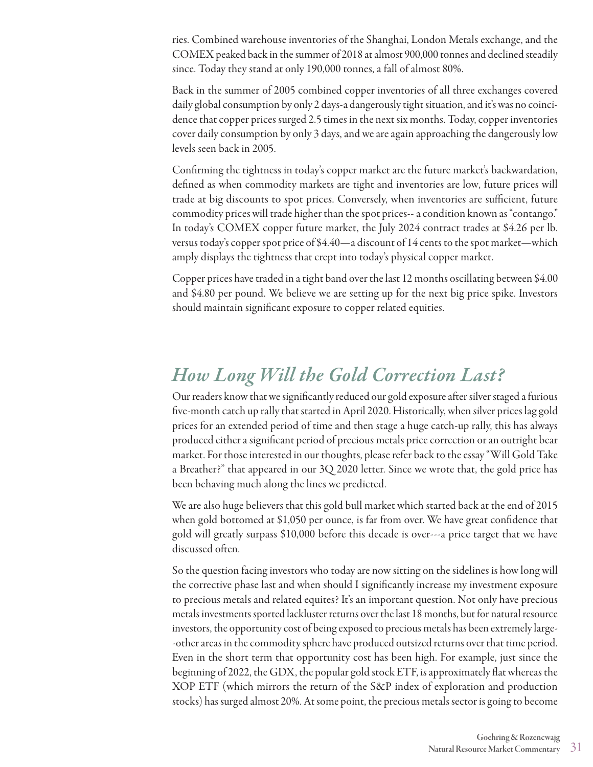ries. Combined warehouse inventories of the Shanghai, London Metals exchange, and the COMEX peaked back in the summer of 2018 at almost 900,000 tonnes and declined steadily since. Today they stand at only 190,000 tonnes, a fall of almost 80%.

Back in the summer of 2005 combined copper inventories of all three exchanges covered daily global consumption by only 2 days-a dangerously tight situation, and it's was no coincidence that copper prices surged 2.5 times in the next six months. Today, copper inventories cover daily consumption by only 3 days, and we are again approaching the dangerously low levels seen back in 2005.

Confirming the tightness in today's copper market are the future market's backwardation, defined as when commodity markets are tight and inventories are low, future prices will trade at big discounts to spot prices. Conversely, when inventories are sufficient, future commodity prices will trade higher than the spot prices-- a condition known as "contango." In today's COMEX copper future market, the July 2024 contract trades at $4.26 per lb. versus today's copper spot price of $4.40—a discount of 14 cents to the spot market—which amply displays the tightness that crept into today's physical copper market.

Copper prices have traded in a tight band over the last 12 months oscillating between $4.00 and $4.80 per pound. We believe we are setting up for the next big price spike. Investors should maintain significant exposure to copper related equities.

## *How Long Will the Gold Correction Last?*

Our readers know that we significantly reduced our gold exposure after silver staged a furious five-month catch up rally that started in April 2020. Historically, when silver prices lag gold prices for an extended period of time and then stage a huge catch-up rally, this has always produced either a significant period of precious metals price correction or an outright bear market. For those interested in our thoughts, please refer back to the essay "Will Gold Take a Breather?" that appeared in our 3Q 2020 letter. Since we wrote that, the gold price has been behaving much along the lines we predicted.

We are also huge believers that this gold bull market which started back at the end of 2015 when gold bottomed at $1,050 per ounce, is far from over. We have great confidence that gold will greatly surpass $10,000 before this decade is over---a price target that we have discussed often.

So the question facing investors who today are now sitting on the sidelines is how long will the corrective phase last and when should I significantly increase my investment exposure to precious metals and related equites? It's an important question. Not only have precious metals investments sported lackluster returns over the last 18 months, but for natural resource investors, the opportunity cost of being exposed to precious metals has been extremely large--other areas in the commodity sphere have produced outsized returns over that time period. Even in the short term that opportunity cost has been high. For example, just since the beginning of 2022, the GDX, the popular gold stock ETF, is approximately flat whereas the XOP ETF (which mirrors the return of the S&P index of exploration and production stocks) has surged almost 20%. At some point, the precious metals sector is going to become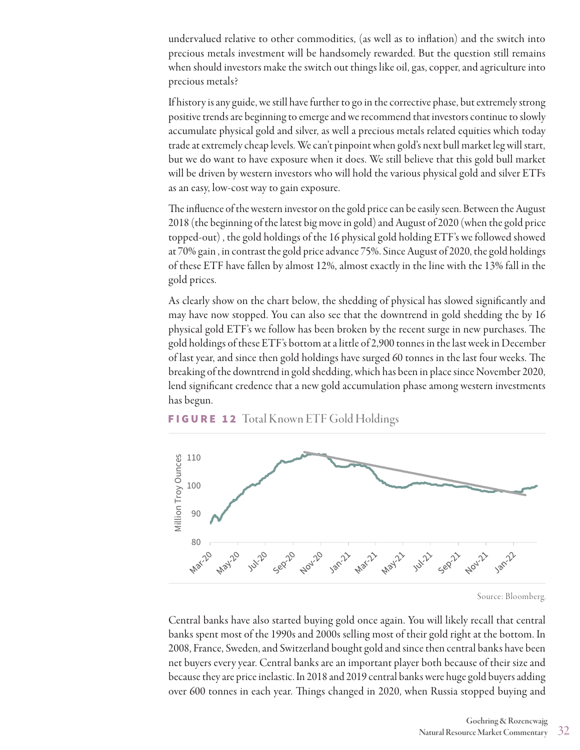undervalued relative to other commodities, (as well as to inflation) and the switch into precious metals investment will be handsomely rewarded. But the question still remains when should investors make the switch out things like oil, gas, copper, and agriculture into precious metals?

If history is any guide, we still have further to go in the corrective phase, but extremely strong positive trends are beginning to emerge and we recommend that investors continue to slowly accumulate physical gold and silver, as well a precious metals related equities which today trade at extremely cheap levels. We can't pinpoint when gold's next bull market leg will start, but we do want to have exposure when it does. We still believe that this gold bull market will be driven by western investors who will hold the various physical gold and silver ETFs as an easy, low-cost way to gain exposure.

The influence of the western investor on the gold price can be easily seen. Between the August 2018 (the beginning of the latest big move in gold) and August of 2020 (when the gold price topped-out) , the gold holdings of the 16 physical gold holding ETF's we followed showed at 70% gain , in contrast the gold price advance 75%. Since August of 2020, the gold holdings of these ETF have fallen by almost 12%, almost exactly in the line with the 13% fall in the gold prices.

As clearly show on the chart below, the shedding of physical has slowed significantly and may have now stopped. You can also see that the downtrend in gold shedding the by 16 physical gold ETF's we follow has been broken by the recent surge in new purchases. The gold holdings of these ETF's bottom at a little of 2,900 tonnes in the last week in December of last year, and since then gold holdings have surged 60 tonnes in the last four weeks. The breaking of the downtrend in gold shedding, which has been in place since November 2020, lend significant credence that a new gold accumulation phase among western investments has begun.

**FIGURE 12** Total Known ETF Gold Holdings

Million Troy Ounces

110
100
90
80

Mar-20 May-20 Jul-20 Sep-20 Nov-20 Jan-21 Mar-21 May-21 Jul-21 Sep-21 Nov-21 Jan-22

Source: Bloomberg.

Central banks have also started buying gold once again. You will likely recall that central banks spent most of the 1990s and 2000s selling most of their gold right at the bottom. In 2008, France, Sweden, and Switzerland bought gold and since then central banks have been net buyers every year. Central banks are an important player both because of their size and because they are price inelastic. In 2018 and 2019 central banks were huge gold buyers adding over 600 tonnes in each year. Things changed in 2020, when Russia stopped buying and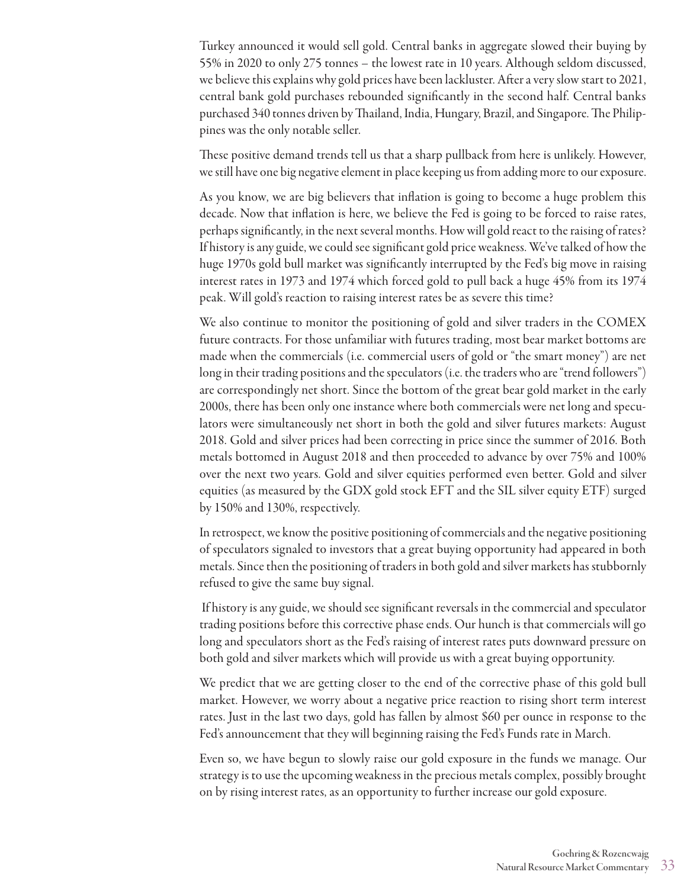Turkey announced it would sell gold. Central banks in aggregate slowed their buying by 55% in 2020 to only 275 tonnes – the lowest rate in 10 years. Although seldom discussed, we believe this explains why gold prices have been lackluster. After a very slow start to 2021, central bank gold purchases rebounded significantly in the second half. Central banks purchased 340 tonnes driven by Thailand, India, Hungary, Brazil, and Singapore. The Philippines was the only notable seller.

These positive demand trends tell us that a sharp pullback from here is unlikely. However, we still have one big negative element in place keeping us from adding more to our exposure.

As you know, we are big believers that inflation is going to become a huge problem this decade. Now that inflation is here, we believe the Fed is going to be forced to raise rates, perhaps significantly, in the next several months. How will gold react to the raising of rates? If history is any guide, we could see significant gold price weakness. We've talked of how the huge 1970s gold bull market was significantly interrupted by the Fed's big move in raising interest rates in 1973 and 1974 which forced gold to pull back a huge 45% from its 1974 peak. Will gold's reaction to raising interest rates be as severe this time?

We also continue to monitor the positioning of gold and silver traders in the COMEX future contracts. For those unfamiliar with futures trading, most bear market bottoms are made when the commercials (i.e. commercial users of gold or "the smart money") are net long in their trading positions and the speculators (i.e. the traders who are "trend followers") are correspondingly net short. Since the bottom of the great bear gold market in the early 2000s, there has been only one instance where both commercials were net long and speculators were simultaneously net short in both the gold and silver futures markets: August 2018. Gold and silver prices had been correcting in price since the summer of 2016. Both metals bottomed in August 2018 and then proceeded to advance by over 75% and 100% over the next two years. Gold and silver equities performed even better. Gold and silver equities (as measured by the GDX gold stock EFT and the SIL silver equity ETF) surged by 150% and 130%, respectively.

In retrospect, we know the positive positioning of commercials and the negative positioning of speculators signaled to investors that a great buying opportunity had appeared in both metals. Since then the positioning of traders in both gold and silver markets has stubbornly refused to give the same buy signal.

If history is any guide, we should see significant reversals in the commercial and speculator trading positions before this corrective phase ends. Our hunch is that commercials will go long and speculators short as the Fed's raising of interest rates puts downward pressure on both gold and silver markets which will provide us with a great buying opportunity.

We predict that we are getting closer to the end of the corrective phase of this gold bull market. However, we worry about a negative price reaction to rising short term interest rates. Just in the last two days, gold has fallen by almost $60 per ounce in response to the Fed's announcement that they will beginning raising the Fed's Funds rate in March.

Even so, we have begun to slowly raise our gold exposure in the funds we manage. Our strategy is to use the upcoming weakness in the precious metals complex, possibly brought on by rising interest rates, as an opportunity to further increase our gold exposure.